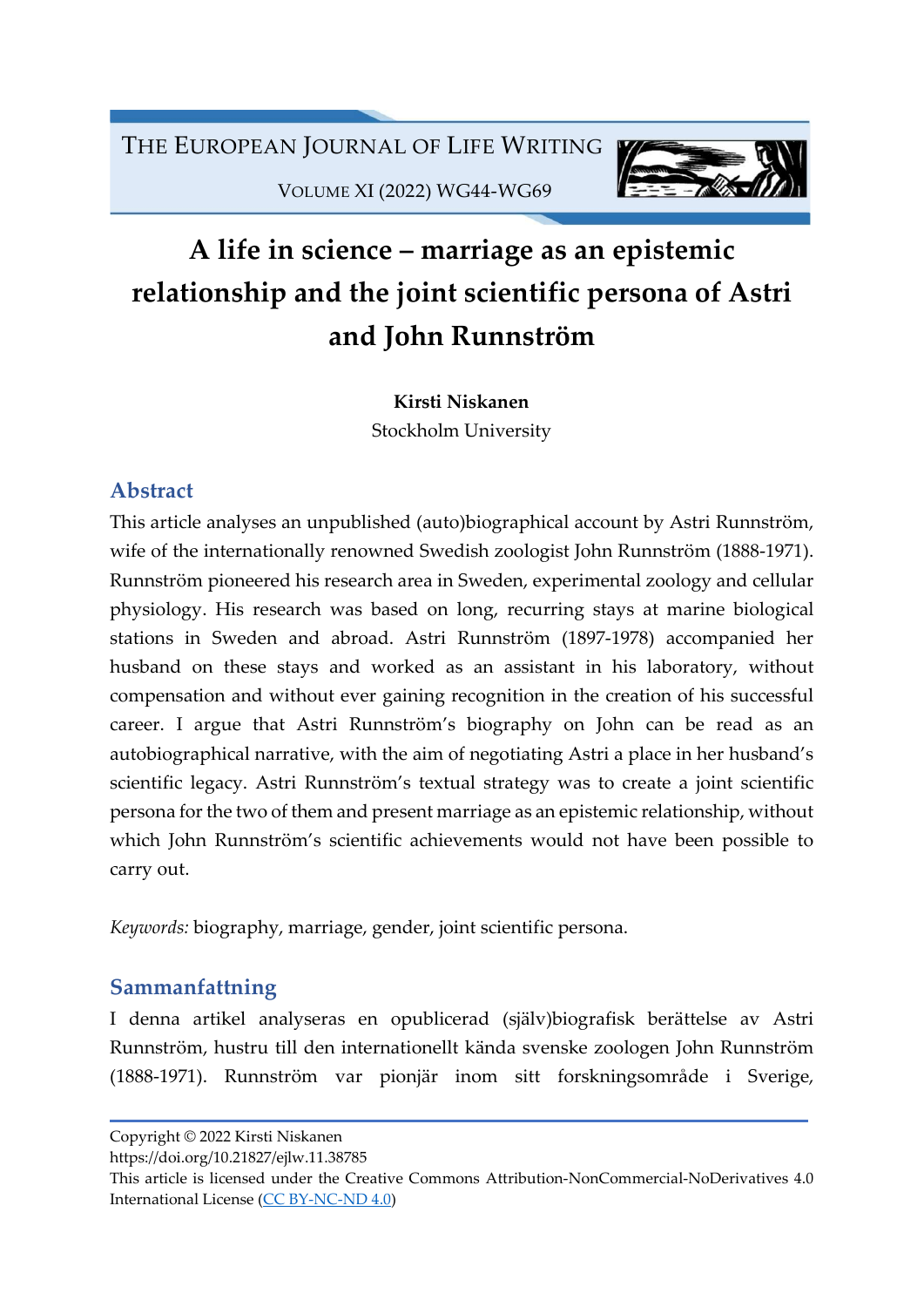# A life in science – marriage as an epistemic relationship and the joint scientific persona of Astri and John Runnström

**Kirsti Niskanen**
Stockholm University

## Abstract

This article analyses an unpublished (auto)biographical account by Astri Runnström, wife of the internationally renowned Swedish zoologist John Runnström (1888-1971). Runnström pioneered his research area in Sweden, experimental zoology and cellular physiology. His research was based on long, recurring stays at marine biological stations in Sweden and abroad. Astri Runnström (1897-1978) accompanied her husband on these stays and worked as an assistant in his laboratory, without compensation and without ever gaining recognition in the creation of his successful career. I argue that Astri Runnström's biography on John can be read as an autobiographical narrative, with the aim of negotiating Astri a place in her husband's scientific legacy. Astri Runnström's textual strategy was to create a joint scientific persona for the two of them and present marriage as an epistemic relationship, without which John Runnström's scientific achievements would not have been possible to carry out.

*Keywords:* biography, marriage, gender, joint scientific persona.

## Sammanfattning

I denna artikel analyseras en opublicerad (själv)biografisk berättelse av Astri Runnström, hustru till den internationellt kända svenske zoologen John Runnström (1888-1971). Runnström var pionjär inom sitt forskningsområde i Sverige,

Copyright © 2022 Kirsti Niskanen
https://doi.org/10.21827/ejlw.11.38785
This article is licensed under the Creative Commons Attribution-NonCommercial-NoDerivatives 4.0 International License (CC BY-NC-ND 4.0)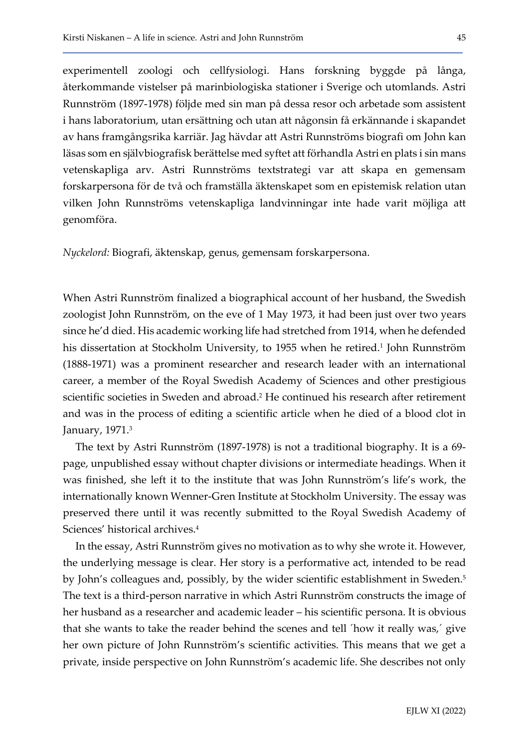experimentell zoologi och cellfysiologi. Hans forskning byggde på långa, återkommande vistelser på marinbiologiska stationer i Sverige och utomlands. Astri Runnström (1897-1978) följde med sin man på dessa resor och arbetade som assistent i hans laboratorium, utan ersättning och utan att någonsin få erkännande i skapandet av hans framgångsrika karriär. Jag hävdar att Astri Runnströms biografi om John kan läsas som en självbiografisk berättelse med syftet att förhandla Astri en plats i sin mans vetenskapliga arv. Astri Runnströms textstrategi var att skapa en gemensam forskarpersona för de två och framställa äktenskapet som en epistemisk relation utan vilken John Runnströms vetenskapliga landvinningar inte hade varit möjliga att genomföra.

*Nyckelord:* Biografi, äktenskap, genus, gemensam forskarpersona.

When Astri Runnström finalized a biographical account of her husband, the Swedish zoologist John Runnström, on the eve of 1 May 1973, it had been just over two years since he'd died. His academic working life had stretched from 1914, when he defended his dissertation at Stockholm University, to 1955 when he retired.[1] John Runnström (1888-1971) was a prominent researcher and research leader with an international career, a member of the Royal Swedish Academy of Sciences and other prestigious scientific societies in Sweden and abroad.[2] He continued his research after retirement and was in the process of editing a scientific article when he died of a blood clot in January, 1971.[3]

The text by Astri Runnström (1897-1978) is not a traditional biography. It is a 69-page, unpublished essay without chapter divisions or intermediate headings. When it was finished, she left it to the institute that was John Runnström's life's work, the internationally known Wenner-Gren Institute at Stockholm University. The essay was preserved there until it was recently submitted to the Royal Swedish Academy of Sciences' historical archives.[4]

In the essay, Astri Runnström gives no motivation as to why she wrote it. However, the underlying message is clear. Her story is a performative act, intended to be read by John's colleagues and, possibly, by the wider scientific establishment in Sweden.[5] The text is a third-person narrative in which Astri Runnström constructs the image of her husband as a researcher and academic leader – his scientific persona. It is obvious that she wants to take the reader behind the scenes and tell ´how it really was,´ give her own picture of John Runnström's scientific activities. This means that we get a private, inside perspective on John Runnström's academic life. She describes not only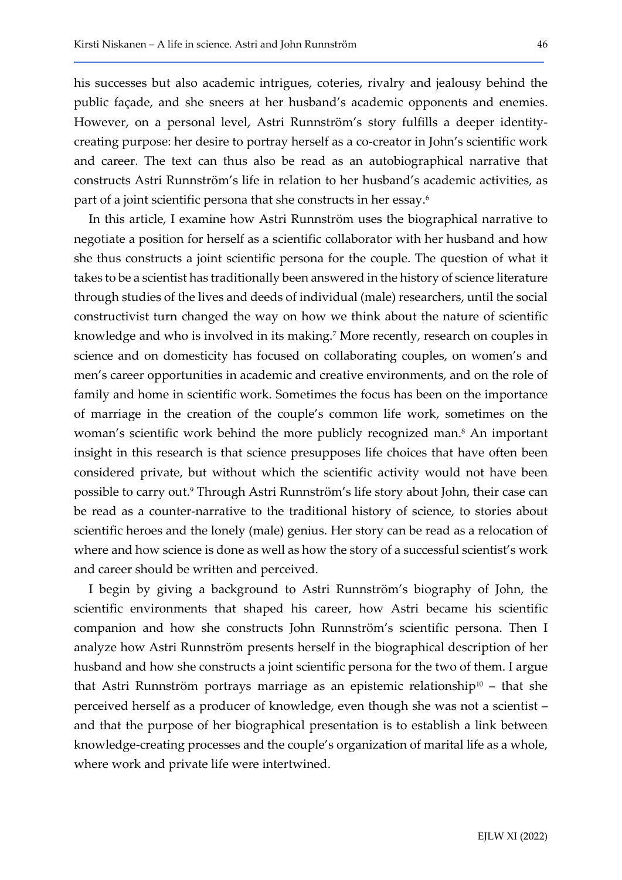his successes but also academic intrigues, coteries, rivalry and jealousy behind the public façade, and she sneers at her husband's academic opponents and enemies. However, on a personal level, Astri Runnström's story fulfills a deeper identity-creating purpose: her desire to portray herself as a co-creator in John's scientific work and career. The text can thus also be read as an autobiographical narrative that constructs Astri Runnström's life in relation to her husband's academic activities, as part of a joint scientific persona that she constructs in her essay.[6]

In this article, I examine how Astri Runnström uses the biographical narrative to negotiate a position for herself as a scientific collaborator with her husband and how she thus constructs a joint scientific persona for the couple. The question of what it takes to be a scientist has traditionally been answered in the history of science literature through studies of the lives and deeds of individual (male) researchers, until the social constructivist turn changed the way on how we think about the nature of scientific knowledge and who is involved in its making.[7] More recently, research on couples in science and on domesticity has focused on collaborating couples, on women's and men's career opportunities in academic and creative environments, and on the role of family and home in scientific work. Sometimes the focus has been on the importance of marriage in the creation of the couple's common life work, sometimes on the woman's scientific work behind the more publicly recognized man.[8] An important insight in this research is that science presupposes life choices that have often been considered private, but without which the scientific activity would not have been possible to carry out.[9] Through Astri Runnström's life story about John, their case can be read as a counter-narrative to the traditional history of science, to stories about scientific heroes and the lonely (male) genius. Her story can be read as a relocation of where and how science is done as well as how the story of a successful scientist's work and career should be written and perceived.

I begin by giving a background to Astri Runnström's biography of John, the scientific environments that shaped his career, how Astri became his scientific companion and how she constructs John Runnström's scientific persona. Then I analyze how Astri Runnström presents herself in the biographical description of her husband and how she constructs a joint scientific persona for the two of them. I argue that Astri Runnström portrays marriage as an epistemic relationship[10] – that she perceived herself as a producer of knowledge, even though she was not a scientist – and that the purpose of her biographical presentation is to establish a link between knowledge-creating processes and the couple's organization of marital life as a whole, where work and private life were intertwined.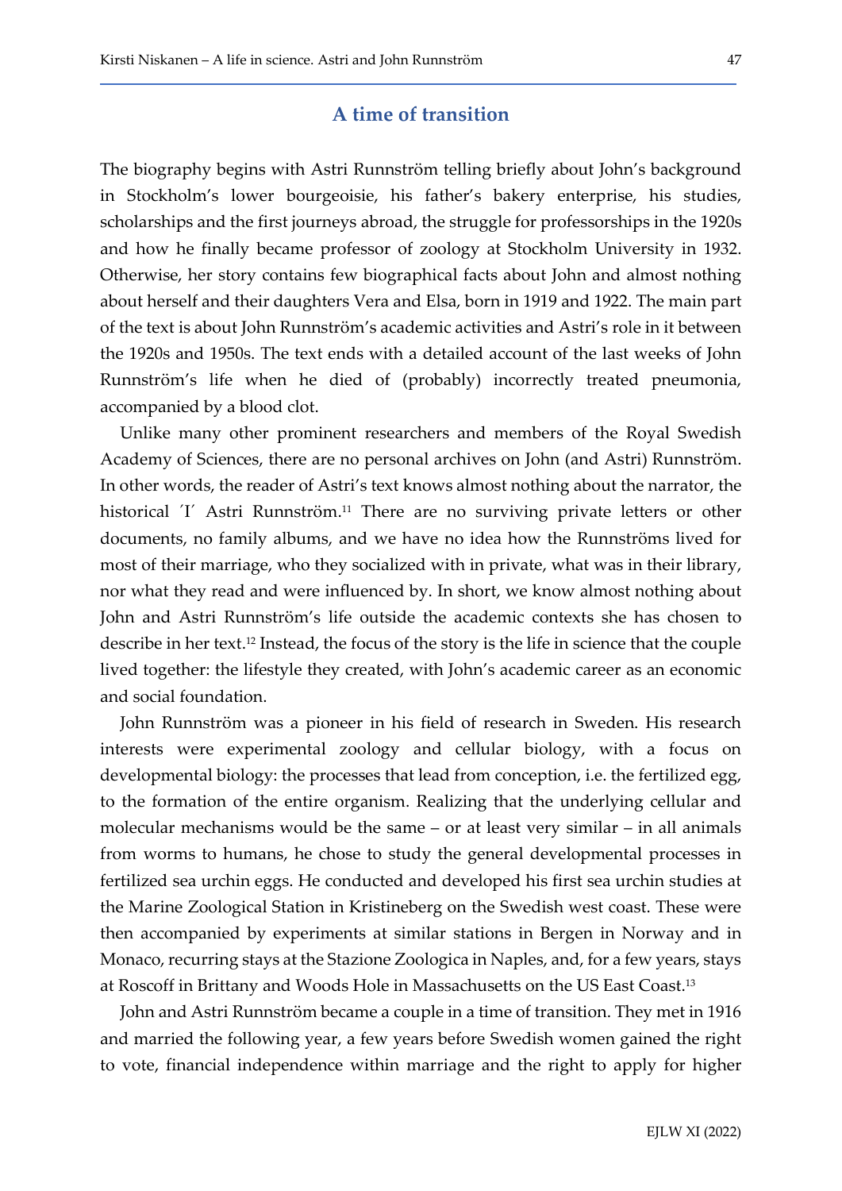## A time of transition

The biography begins with Astri Runnström telling briefly about John's background in Stockholm's lower bourgeoisie, his father's bakery enterprise, his studies, scholarships and the first journeys abroad, the struggle for professorships in the 1920s and how he finally became professor of zoology at Stockholm University in 1932. Otherwise, her story contains few biographical facts about John and almost nothing about herself and their daughters Vera and Elsa, born in 1919 and 1922. The main part of the text is about John Runnström's academic activities and Astri's role in it between the 1920s and 1950s. The text ends with a detailed account of the last weeks of John Runnström's life when he died of (probably) incorrectly treated pneumonia, accompanied by a blood clot.

Unlike many other prominent researchers and members of the Royal Swedish Academy of Sciences, there are no personal archives on John (and Astri) Runnström. In other words, the reader of Astri's text knows almost nothing about the narrator, the historical ´I´ Astri Runnström.[11] There are no surviving private letters or other documents, no family albums, and we have no idea how the Runnströms lived for most of their marriage, who they socialized with in private, what was in their library, nor what they read and were influenced by. In short, we know almost nothing about John and Astri Runnström's life outside the academic contexts she has chosen to describe in her text.[12] Instead, the focus of the story is the life in science that the couple lived together: the lifestyle they created, with John's academic career as an economic and social foundation.

John Runnström was a pioneer in his field of research in Sweden. His research interests were experimental zoology and cellular biology, with a focus on developmental biology: the processes that lead from conception, i.e. the fertilized egg, to the formation of the entire organism. Realizing that the underlying cellular and molecular mechanisms would be the same – or at least very similar – in all animals from worms to humans, he chose to study the general developmental processes in fertilized sea urchin eggs. He conducted and developed his first sea urchin studies at the Marine Zoological Station in Kristineberg on the Swedish west coast. These were then accompanied by experiments at similar stations in Bergen in Norway and in Monaco, recurring stays at the Stazione Zoologica in Naples, and, for a few years, stays at Roscoff in Brittany and Woods Hole in Massachusetts on the US East Coast.[13]

John and Astri Runnström became a couple in a time of transition. They met in 1916 and married the following year, a few years before Swedish women gained the right to vote, financial independence within marriage and the right to apply for higher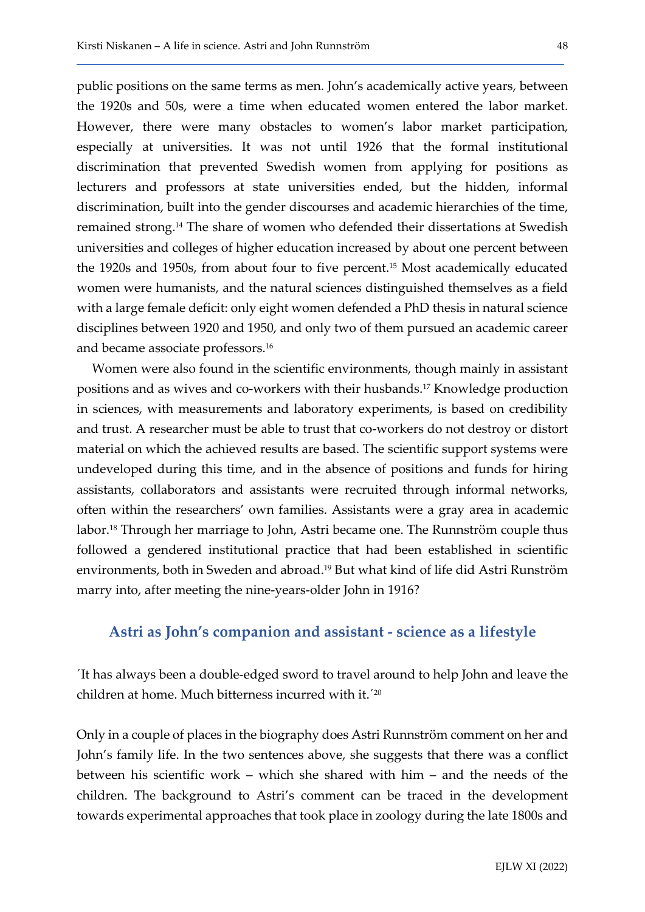public positions on the same terms as men. John's academically active years, between the 1920s and 50s, were a time when educated women entered the labor market. However, there were many obstacles to women's labor market participation, especially at universities. It was not until 1926 that the formal institutional discrimination that prevented Swedish women from applying for positions as lecturers and professors at state universities ended, but the hidden, informal discrimination, built into the gender discourses and academic hierarchies of the time, remained strong.[14] The share of women who defended their dissertations at Swedish universities and colleges of higher education increased by about one percent between the 1920s and 1950s, from about four to five percent.[15] Most academically educated women were humanists, and the natural sciences distinguished themselves as a field with a large female deficit: only eight women defended a PhD thesis in natural science disciplines between 1920 and 1950, and only two of them pursued an academic career and became associate professors.[16]

Women were also found in the scientific environments, though mainly in assistant positions and as wives and co-workers with their husbands.[17] Knowledge production in sciences, with measurements and laboratory experiments, is based on credibility and trust. A researcher must be able to trust that co-workers do not destroy or distort material on which the achieved results are based. The scientific support systems were undeveloped during this time, and in the absence of positions and funds for hiring assistants, collaborators and assistants were recruited through informal networks, often within the researchers' own families. Assistants were a gray area in academic labor.[18] Through her marriage to John, Astri became one. The Runnström couple thus followed a gendered institutional practice that had been established in scientific environments, both in Sweden and abroad.[19] But what kind of life did Astri Runström marry into, after meeting the nine-years-older John in 1916?

## Astri as John's companion and assistant - science as a lifestyle

´It has always been a double-edged sword to travel around to help John and leave the children at home. Much bitterness incurred with it.´[20]

Only in a couple of places in the biography does Astri Runnström comment on her and John's family life. In the two sentences above, she suggests that there was a conflict between his scientific work – which she shared with him – and the needs of the children. The background to Astri's comment can be traced in the development towards experimental approaches that took place in zoology during the late 1800s and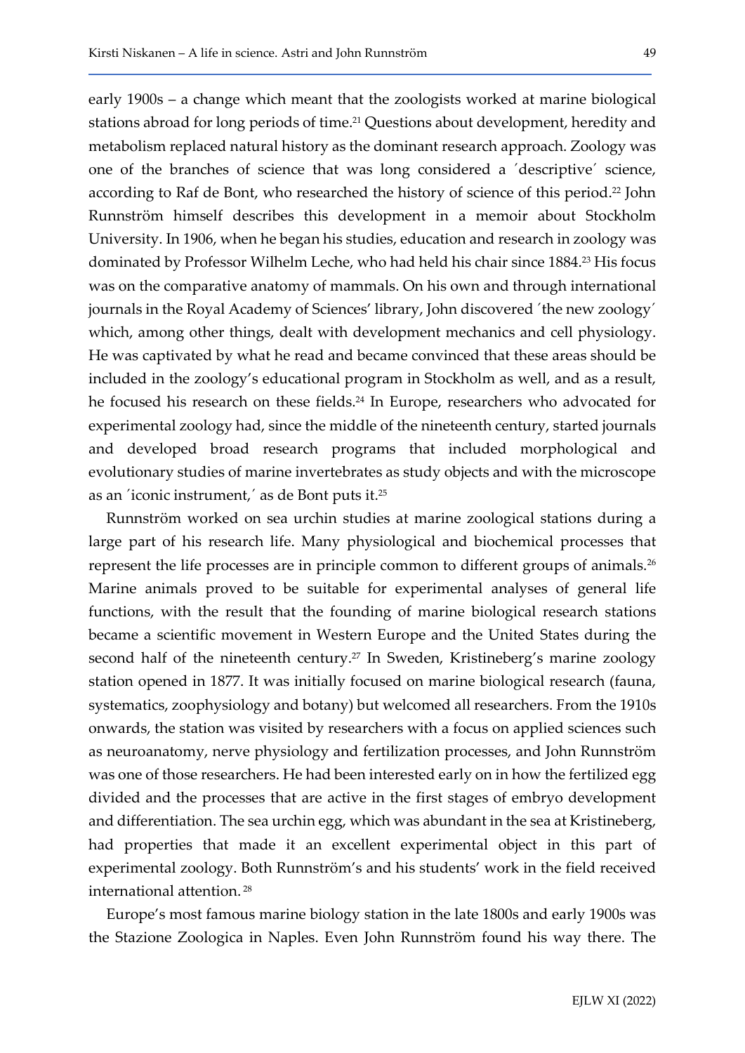early 1900s – a change which meant that the zoologists worked at marine biological stations abroad for long periods of time.[21] Questions about development, heredity and metabolism replaced natural history as the dominant research approach. Zoology was one of the branches of science that was long considered a ´descriptive´ science, according to Raf de Bont, who researched the history of science of this period.[22] John Runnström himself describes this development in a memoir about Stockholm University. In 1906, when he began his studies, education and research in zoology was dominated by Professor Wilhelm Leche, who had held his chair since 1884.[23] His focus was on the comparative anatomy of mammals. On his own and through international journals in the Royal Academy of Sciences' library, John discovered ´the new zoology´ which, among other things, dealt with development mechanics and cell physiology. He was captivated by what he read and became convinced that these areas should be included in the zoology's educational program in Stockholm as well, and as a result, he focused his research on these fields.[24] In Europe, researchers who advocated for experimental zoology had, since the middle of the nineteenth century, started journals and developed broad research programs that included morphological and evolutionary studies of marine invertebrates as study objects and with the microscope as an ´iconic instrument,´ as de Bont puts it.[25]

Runnström worked on sea urchin studies at marine zoological stations during a large part of his research life. Many physiological and biochemical processes that represent the life processes are in principle common to different groups of animals.[26] Marine animals proved to be suitable for experimental analyses of general life functions, with the result that the founding of marine biological research stations became a scientific movement in Western Europe and the United States during the second half of the nineteenth century.[27] In Sweden, Kristineberg's marine zoology station opened in 1877. It was initially focused on marine biological research (fauna, systematics, zoophysiology and botany) but welcomed all researchers. From the 1910s onwards, the station was visited by researchers with a focus on applied sciences such as neuroanatomy, nerve physiology and fertilization processes, and John Runnström was one of those researchers. He had been interested early on in how the fertilized egg divided and the processes that are active in the first stages of embryo development and differentiation. The sea urchin egg, which was abundant in the sea at Kristineberg, had properties that made it an excellent experimental object in this part of experimental zoology. Both Runnström's and his students' work in the field received international attention.[28]

Europe's most famous marine biology station in the late 1800s and early 1900s was the Stazione Zoologica in Naples. Even John Runnström found his way there. The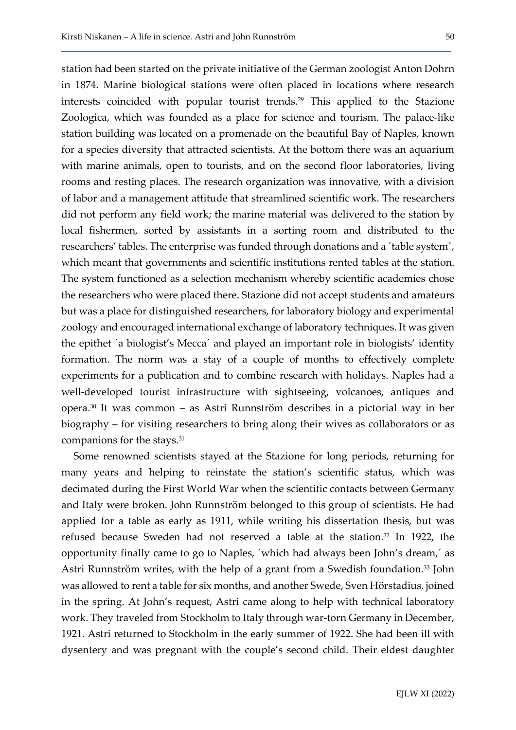station had been started on the private initiative of the German zoologist Anton Dohrn in 1874. Marine biological stations were often placed in locations where research interests coincided with popular tourist trends.[29] This applied to the Stazione Zoologica, which was founded as a place for science and tourism. The palace-like station building was located on a promenade on the beautiful Bay of Naples, known for a species diversity that attracted scientists. At the bottom there was an aquarium with marine animals, open to tourists, and on the second floor laboratories, living rooms and resting places. The research organization was innovative, with a division of labor and a management attitude that streamlined scientific work. The researchers did not perform any field work; the marine material was delivered to the station by local fishermen, sorted by assistants in a sorting room and distributed to the researchers' tables. The enterprise was funded through donations and a ´table system´, which meant that governments and scientific institutions rented tables at the station. The system functioned as a selection mechanism whereby scientific academies chose the researchers who were placed there. Stazione did not accept students and amateurs but was a place for distinguished researchers, for laboratory biology and experimental zoology and encouraged international exchange of laboratory techniques. It was given the epithet ´a biologist's Mecca´ and played an important role in biologists' identity formation. The norm was a stay of a couple of months to effectively complete experiments for a publication and to combine research with holidays. Naples had a well-developed tourist infrastructure with sightseeing, volcanoes, antiques and opera.[30] It was common – as Astri Runnström describes in a pictorial way in her biography – for visiting researchers to bring along their wives as collaborators or as companions for the stays.[31]

Some renowned scientists stayed at the Stazione for long periods, returning for many years and helping to reinstate the station's scientific status, which was decimated during the First World War when the scientific contacts between Germany and Italy were broken. John Runnström belonged to this group of scientists. He had applied for a table as early as 1911, while writing his dissertation thesis, but was refused because Sweden had not reserved a table at the station.[32] In 1922, the opportunity finally came to go to Naples, ´which had always been John's dream,´ as Astri Runnström writes, with the help of a grant from a Swedish foundation.[33] John was allowed to rent a table for six months, and another Swede, Sven Hörstadius, joined in the spring. At John's request, Astri came along to help with technical laboratory work. They traveled from Stockholm to Italy through war-torn Germany in December, 1921. Astri returned to Stockholm in the early summer of 1922. She had been ill with dysentery and was pregnant with the couple's second child. Their eldest daughter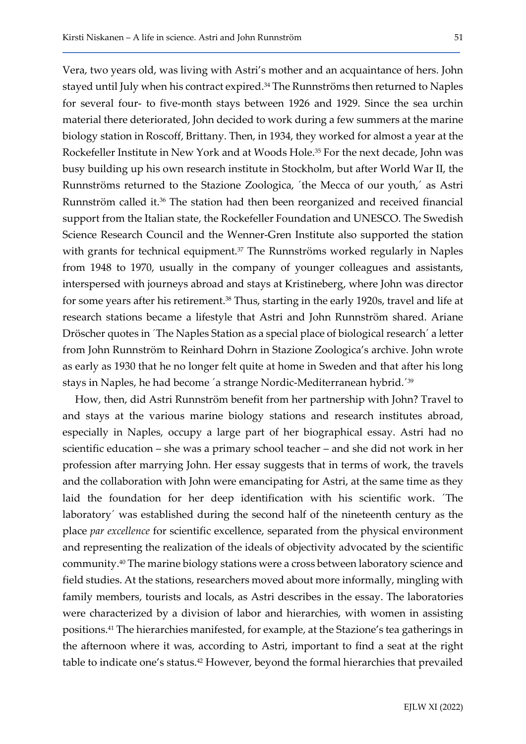Vera, two years old, was living with Astri's mother and an acquaintance of hers. John stayed until July when his contract expired.[34] The Runnströms then returned to Naples for several four- to five-month stays between 1926 and 1929. Since the sea urchin material there deteriorated, John decided to work during a few summers at the marine biology station in Roscoff, Brittany. Then, in 1934, they worked for almost a year at the Rockefeller Institute in New York and at Woods Hole.[35] For the next decade, John was busy building up his own research institute in Stockholm, but after World War II, the Runnströms returned to the Stazione Zoologica, ´the Mecca of our youth,´ as Astri Runnström called it.[36] The station had then been reorganized and received financial support from the Italian state, the Rockefeller Foundation and UNESCO. The Swedish Science Research Council and the Wenner-Gren Institute also supported the station with grants for technical equipment.[37] The Runnströms worked regularly in Naples from 1948 to 1970, usually in the company of younger colleagues and assistants, interspersed with journeys abroad and stays at Kristineberg, where John was director for some years after his retirement.[38] Thus, starting in the early 1920s, travel and life at research stations became a lifestyle that Astri and John Runnström shared. Ariane Dröscher quotes in ´The Naples Station as a special place of biological research´ a letter from John Runnström to Reinhard Dohrn in Stazione Zoologica's archive. John wrote as early as 1930 that he no longer felt quite at home in Sweden and that after his long stays in Naples, he had become ´a strange Nordic-Mediterranean hybrid.´[39]

How, then, did Astri Runnström benefit from her partnership with John? Travel to and stays at the various marine biology stations and research institutes abroad, especially in Naples, occupy a large part of her biographical essay. Astri had no scientific education – she was a primary school teacher – and she did not work in her profession after marrying John. Her essay suggests that in terms of work, the travels and the collaboration with John were emancipating for Astri, at the same time as they laid the foundation for her deep identification with his scientific work. ´The laboratory´ was established during the second half of the nineteenth century as the place *par excellence* for scientific excellence, separated from the physical environment and representing the realization of the ideals of objectivity advocated by the scientific community.[40] The marine biology stations were a cross between laboratory science and field studies. At the stations, researchers moved about more informally, mingling with family members, tourists and locals, as Astri describes in the essay. The laboratories were characterized by a division of labor and hierarchies, with women in assisting positions.[41] The hierarchies manifested, for example, at the Stazione's tea gatherings in the afternoon where it was, according to Astri, important to find a seat at the right table to indicate one's status.[42] However, beyond the formal hierarchies that prevailed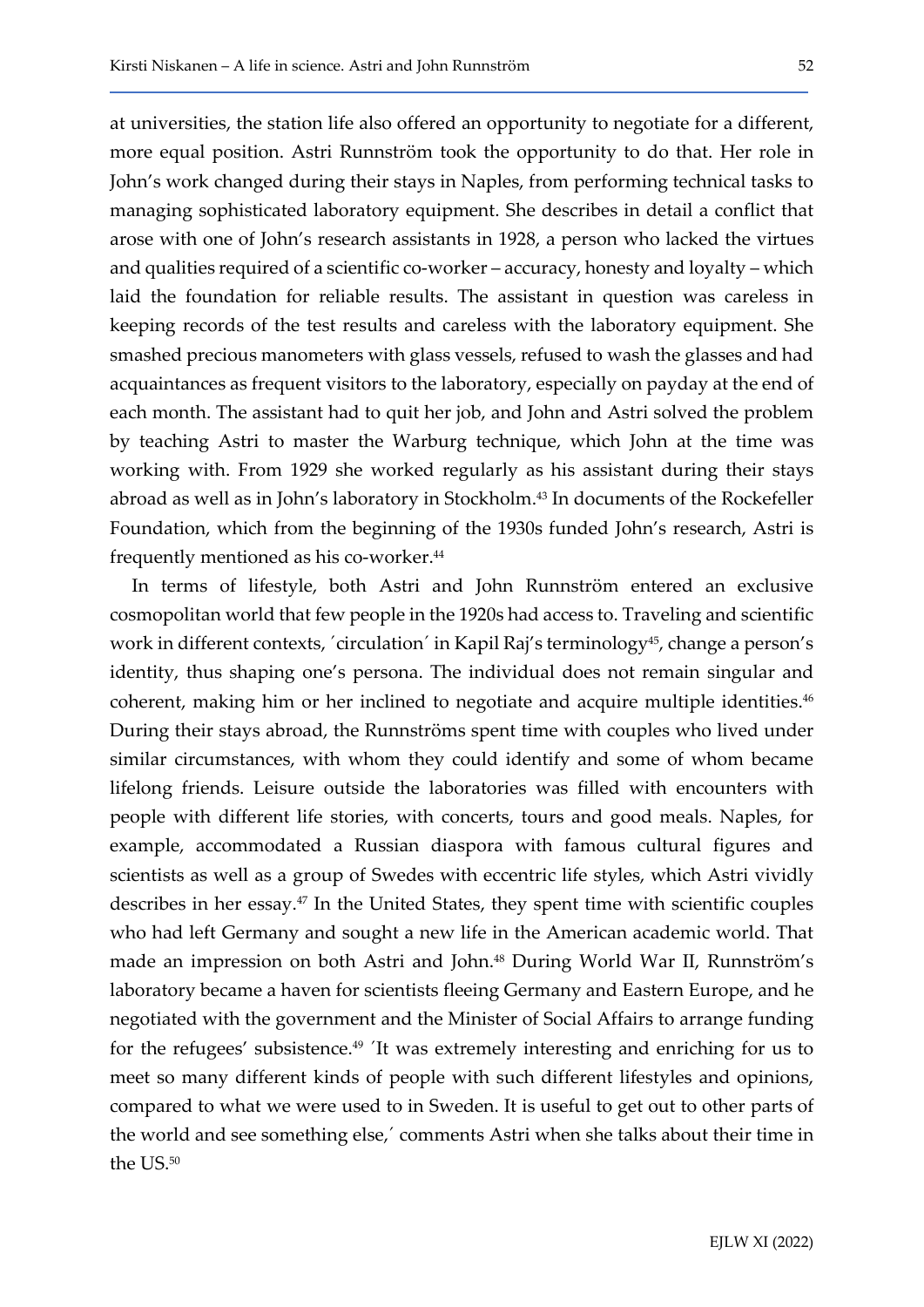at universities, the station life also offered an opportunity to negotiate for a different, more equal position. Astri Runnström took the opportunity to do that. Her role in John's work changed during their stays in Naples, from performing technical tasks to managing sophisticated laboratory equipment. She describes in detail a conflict that arose with one of John's research assistants in 1928, a person who lacked the virtues and qualities required of a scientific co-worker – accuracy, honesty and loyalty – which laid the foundation for reliable results. The assistant in question was careless in keeping records of the test results and careless with the laboratory equipment. She smashed precious manometers with glass vessels, refused to wash the glasses and had acquaintances as frequent visitors to the laboratory, especially on payday at the end of each month. The assistant had to quit her job, and John and Astri solved the problem by teaching Astri to master the Warburg technique, which John at the time was working with. From 1929 she worked regularly as his assistant during their stays abroad as well as in John's laboratory in Stockholm.[43] In documents of the Rockefeller Foundation, which from the beginning of the 1930s funded John's research, Astri is frequently mentioned as his co-worker.[44]

In terms of lifestyle, both Astri and John Runnström entered an exclusive cosmopolitan world that few people in the 1920s had access to. Traveling and scientific work in different contexts, ´circulation´ in Kapil Raj's terminology[45], change a person's identity, thus shaping one's persona. The individual does not remain singular and coherent, making him or her inclined to negotiate and acquire multiple identities.[46] During their stays abroad, the Runnströms spent time with couples who lived under similar circumstances, with whom they could identify and some of whom became lifelong friends. Leisure outside the laboratories was filled with encounters with people with different life stories, with concerts, tours and good meals. Naples, for example, accommodated a Russian diaspora with famous cultural figures and scientists as well as a group of Swedes with eccentric life styles, which Astri vividly describes in her essay.[47] In the United States, they spent time with scientific couples who had left Germany and sought a new life in the American academic world. That made an impression on both Astri and John.[48] During World War II, Runnström's laboratory became a haven for scientists fleeing Germany and Eastern Europe, and he negotiated with the government and the Minister of Social Affairs to arrange funding for the refugees' subsistence.[49] ´It was extremely interesting and enriching for us to meet so many different kinds of people with such different lifestyles and opinions, compared to what we were used to in Sweden. It is useful to get out to other parts of the world and see something else,´ comments Astri when she talks about their time in the US.[50]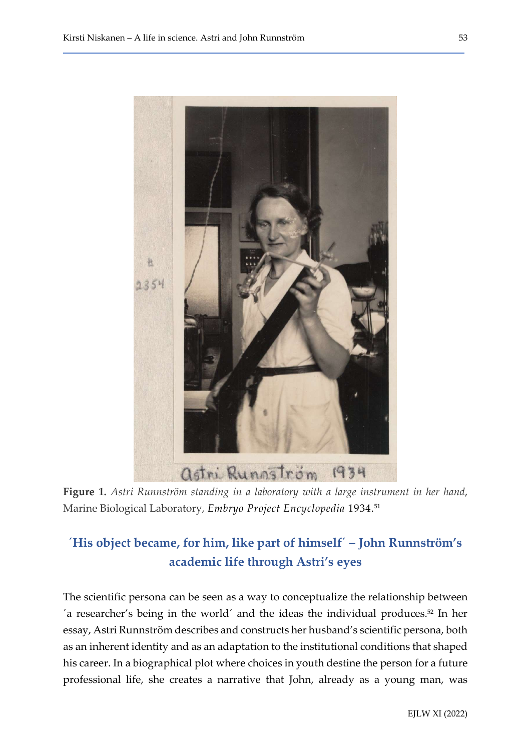**Figure 1.** *Astri Runnström standing in a laboratory with a large instrument in her hand*, Marine Biological Laboratory, *Embryo Project Encyclopedia* 1934.[51]

## ´His object became, for him, like part of himself´ – John Runnström's academic life through Astri's eyes

The scientific persona can be seen as a way to conceptualize the relationship between ´a researcher's being in the world´ and the ideas the individual produces.[52] In her essay, Astri Runnström describes and constructs her husband's scientific persona, both as an inherent identity and as an adaptation to the institutional conditions that shaped his career. In a biographical plot where choices in youth destine the person for a future professional life, she creates a narrative that John, already as a young man, was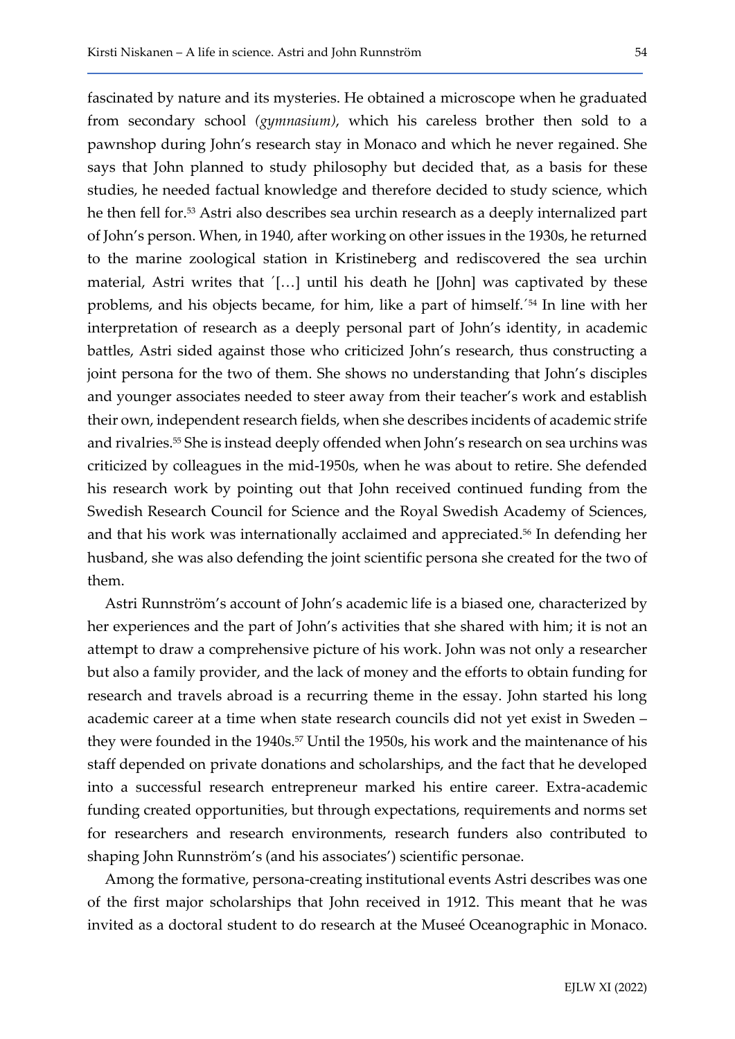fascinated by nature and its mysteries. He obtained a microscope when he graduated from secondary school *(gymnasium)*, which his careless brother then sold to a pawnshop during John's research stay in Monaco and which he never regained. She says that John planned to study philosophy but decided that, as a basis for these studies, he needed factual knowledge and therefore decided to study science, which he then fell for.[53] Astri also describes sea urchin research as a deeply internalized part of John's person. When, in 1940, after working on other issues in the 1930s, he returned to the marine zoological station in Kristineberg and rediscovered the sea urchin material, Astri writes that ´[…] until his death he [John] was captivated by these problems, and his objects became, for him, like a part of himself.´[54] In line with her interpretation of research as a deeply personal part of John's identity, in academic battles, Astri sided against those who criticized John's research, thus constructing a joint persona for the two of them. She shows no understanding that John's disciples and younger associates needed to steer away from their teacher's work and establish their own, independent research fields, when she describes incidents of academic strife and rivalries.[55] She is instead deeply offended when John's research on sea urchins was criticized by colleagues in the mid-1950s, when he was about to retire. She defended his research work by pointing out that John received continued funding from the Swedish Research Council for Science and the Royal Swedish Academy of Sciences, and that his work was internationally acclaimed and appreciated.[56] In defending her husband, she was also defending the joint scientific persona she created for the two of them.

Astri Runnström's account of John's academic life is a biased one, characterized by her experiences and the part of John's activities that she shared with him; it is not an attempt to draw a comprehensive picture of his work. John was not only a researcher but also a family provider, and the lack of money and the efforts to obtain funding for research and travels abroad is a recurring theme in the essay. John started his long academic career at a time when state research councils did not yet exist in Sweden – they were founded in the 1940s.[57] Until the 1950s, his work and the maintenance of his staff depended on private donations and scholarships, and the fact that he developed into a successful research entrepreneur marked his entire career. Extra-academic funding created opportunities, but through expectations, requirements and norms set for researchers and research environments, research funders also contributed to shaping John Runnström's (and his associates') scientific personae.

Among the formative, persona-creating institutional events Astri describes was one of the first major scholarships that John received in 1912. This meant that he was invited as a doctoral student to do research at the Museé Oceanographic in Monaco.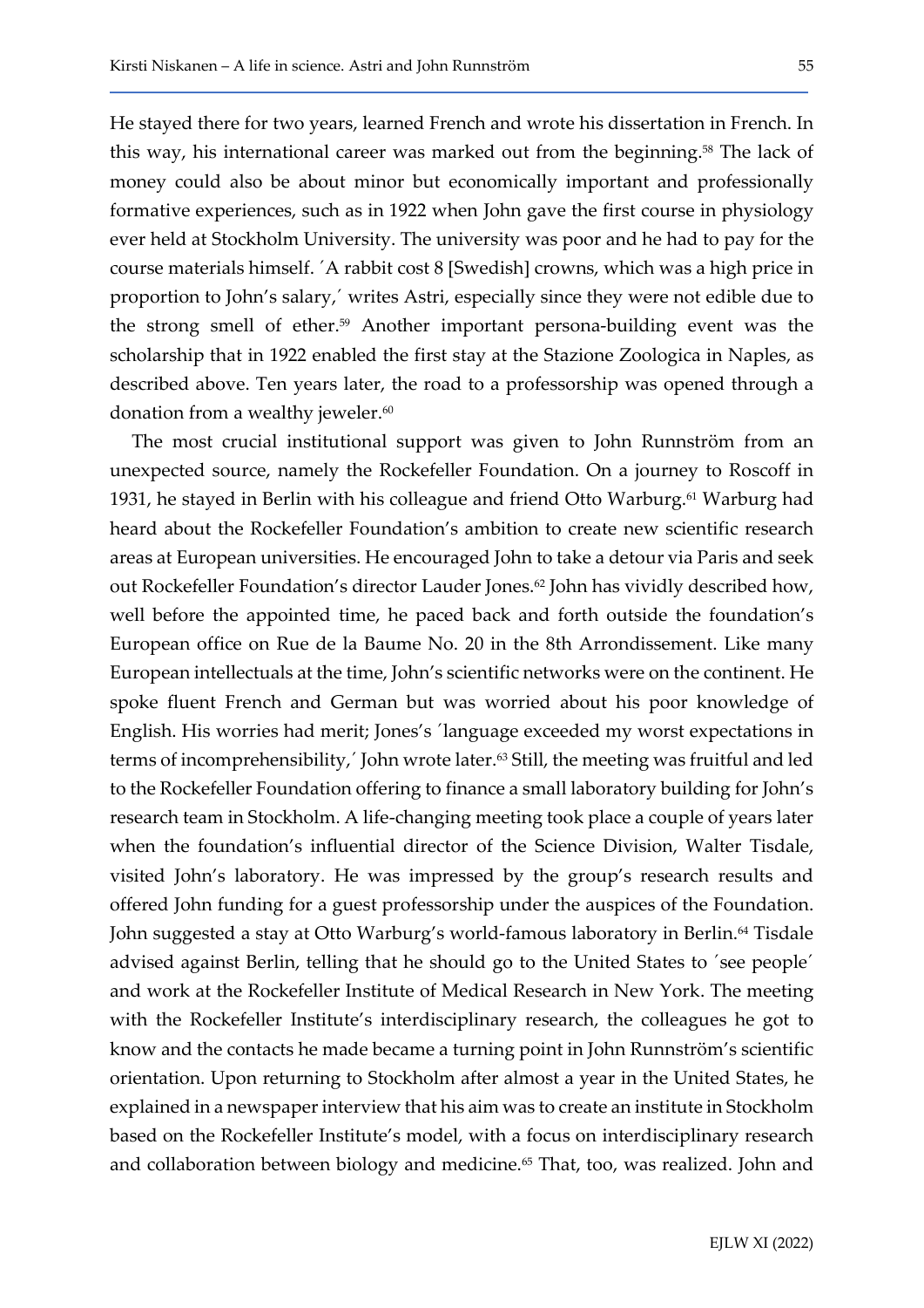He stayed there for two years, learned French and wrote his dissertation in French. In this way, his international career was marked out from the beginning.[58] The lack of money could also be about minor but economically important and professionally formative experiences, such as in 1922 when John gave the first course in physiology ever held at Stockholm University. The university was poor and he had to pay for the course materials himself. ´A rabbit cost 8 [Swedish] crowns, which was a high price in proportion to John's salary,´ writes Astri, especially since they were not edible due to the strong smell of ether.[59] Another important persona-building event was the scholarship that in 1922 enabled the first stay at the Stazione Zoologica in Naples, as described above. Ten years later, the road to a professorship was opened through a donation from a wealthy jeweler.[60]

The most crucial institutional support was given to John Runnström from an unexpected source, namely the Rockefeller Foundation. On a journey to Roscoff in 1931, he stayed in Berlin with his colleague and friend Otto Warburg.[61] Warburg had heard about the Rockefeller Foundation's ambition to create new scientific research areas at European universities. He encouraged John to take a detour via Paris and seek out Rockefeller Foundation's director Lauder Jones.[62] John has vividly described how, well before the appointed time, he paced back and forth outside the foundation's European office on Rue de la Baume No. 20 in the 8th Arrondissement. Like many European intellectuals at the time, John's scientific networks were on the continent. He spoke fluent French and German but was worried about his poor knowledge of English. His worries had merit; Jones's ´language exceeded my worst expectations in terms of incomprehensibility,´ John wrote later.[63] Still, the meeting was fruitful and led to the Rockefeller Foundation offering to finance a small laboratory building for John's research team in Stockholm. A life-changing meeting took place a couple of years later when the foundation's influential director of the Science Division, Walter Tisdale, visited John's laboratory. He was impressed by the group's research results and offered John funding for a guest professorship under the auspices of the Foundation. John suggested a stay at Otto Warburg's world-famous laboratory in Berlin.[64] Tisdale advised against Berlin, telling that he should go to the United States to ´see people´ and work at the Rockefeller Institute of Medical Research in New York. The meeting with the Rockefeller Institute's interdisciplinary research, the colleagues he got to know and the contacts he made became a turning point in John Runnström's scientific orientation. Upon returning to Stockholm after almost a year in the United States, he explained in a newspaper interview that his aim was to create an institute in Stockholm based on the Rockefeller Institute's model, with a focus on interdisciplinary research and collaboration between biology and medicine.[65] That, too, was realized. John and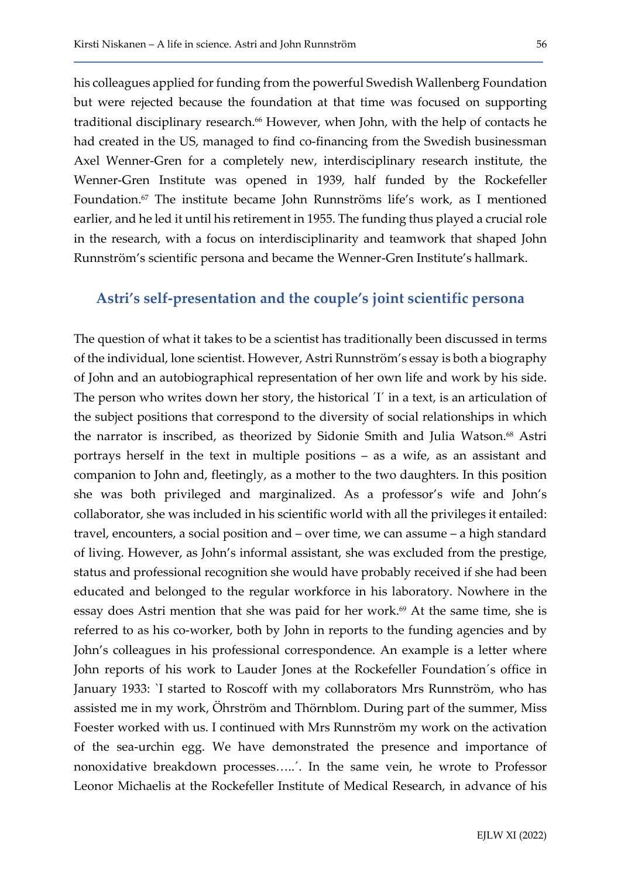his colleagues applied for funding from the powerful Swedish Wallenberg Foundation but were rejected because the foundation at that time was focused on supporting traditional disciplinary research.[66] However, when John, with the help of contacts he had created in the US, managed to find co-financing from the Swedish businessman Axel Wenner-Gren for a completely new, interdisciplinary research institute, the Wenner-Gren Institute was opened in 1939, half funded by the Rockefeller Foundation.[67] The institute became John Runnströms life's work, as I mentioned earlier, and he led it until his retirement in 1955. The funding thus played a crucial role in the research, with a focus on interdisciplinarity and teamwork that shaped John Runnström's scientific persona and became the Wenner-Gren Institute's hallmark.

## Astri's self-presentation and the couple's joint scientific persona

The question of what it takes to be a scientist has traditionally been discussed in terms of the individual, lone scientist. However, Astri Runnström's essay is both a biography of John and an autobiographical representation of her own life and work by his side. The person who writes down her story, the historical ´I´ in a text, is an articulation of the subject positions that correspond to the diversity of social relationships in which the narrator is inscribed, as theorized by Sidonie Smith and Julia Watson.[68] Astri portrays herself in the text in multiple positions – as a wife, as an assistant and companion to John and, fleetingly, as a mother to the two daughters. In this position she was both privileged and marginalized. As a professor's wife and John's collaborator, she was included in his scientific world with all the privileges it entailed: travel, encounters, a social position and – over time, we can assume – a high standard of living. However, as John's informal assistant, she was excluded from the prestige, status and professional recognition she would have probably received if she had been educated and belonged to the regular workforce in his laboratory. Nowhere in the essay does Astri mention that she was paid for her work.[69] At the same time, she is referred to as his co-worker, both by John in reports to the funding agencies and by John's colleagues in his professional correspondence. An example is a letter where John reports of his work to Lauder Jones at the Rockefeller Foundation´s office in January 1933: `I started to Roscoff with my collaborators Mrs Runnström, who has assisted me in my work, Öhrström and Thörnblom. During part of the summer, Miss Foester worked with us. I continued with Mrs Runnström my work on the activation of the sea-urchin egg. We have demonstrated the presence and importance of nonoxidative breakdown processes…..´. In the same vein, he wrote to Professor Leonor Michaelis at the Rockefeller Institute of Medical Research, in advance of his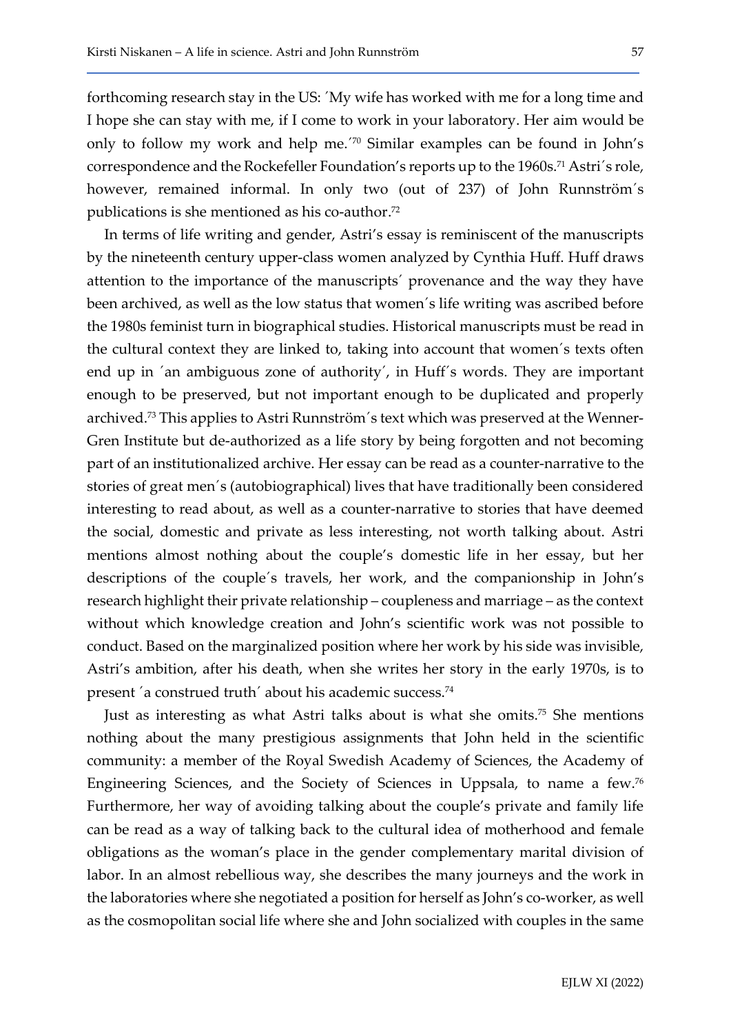forthcoming research stay in the US: ´My wife has worked with me for a long time and I hope she can stay with me, if I come to work in your laboratory. Her aim would be only to follow my work and help me.´[70] Similar examples can be found in John's correspondence and the Rockefeller Foundation's reports up to the 1960s.[71] Astri´s role, however, remained informal. In only two (out of 237) of John Runnström´s publications is she mentioned as his co-author.[72]

In terms of life writing and gender, Astri's essay is reminiscent of the manuscripts by the nineteenth century upper-class women analyzed by Cynthia Huff. Huff draws attention to the importance of the manuscripts´ provenance and the way they have been archived, as well as the low status that women´s life writing was ascribed before the 1980s feminist turn in biographical studies. Historical manuscripts must be read in the cultural context they are linked to, taking into account that women´s texts often end up in ´an ambiguous zone of authority´, in Huff´s words. They are important enough to be preserved, but not important enough to be duplicated and properly archived.[73] This applies to Astri Runnström´s text which was preserved at the Wenner-Gren Institute but de-authorized as a life story by being forgotten and not becoming part of an institutionalized archive. Her essay can be read as a counter-narrative to the stories of great men´s (autobiographical) lives that have traditionally been considered interesting to read about, as well as a counter-narrative to stories that have deemed the social, domestic and private as less interesting, not worth talking about. Astri mentions almost nothing about the couple's domestic life in her essay, but her descriptions of the couple´s travels, her work, and the companionship in John's research highlight their private relationship – coupleness and marriage – as the context without which knowledge creation and John's scientific work was not possible to conduct. Based on the marginalized position where her work by his side was invisible, Astri's ambition, after his death, when she writes her story in the early 1970s, is to present ´a construed truth´ about his academic success.[74]

Just as interesting as what Astri talks about is what she omits.[75] She mentions nothing about the many prestigious assignments that John held in the scientific community: a member of the Royal Swedish Academy of Sciences, the Academy of Engineering Sciences, and the Society of Sciences in Uppsala, to name a few.[76] Furthermore, her way of avoiding talking about the couple's private and family life can be read as a way of talking back to the cultural idea of motherhood and female obligations as the woman's place in the gender complementary marital division of labor. In an almost rebellious way, she describes the many journeys and the work in the laboratories where she negotiated a position for herself as John's co-worker, as well as the cosmopolitan social life where she and John socialized with couples in the same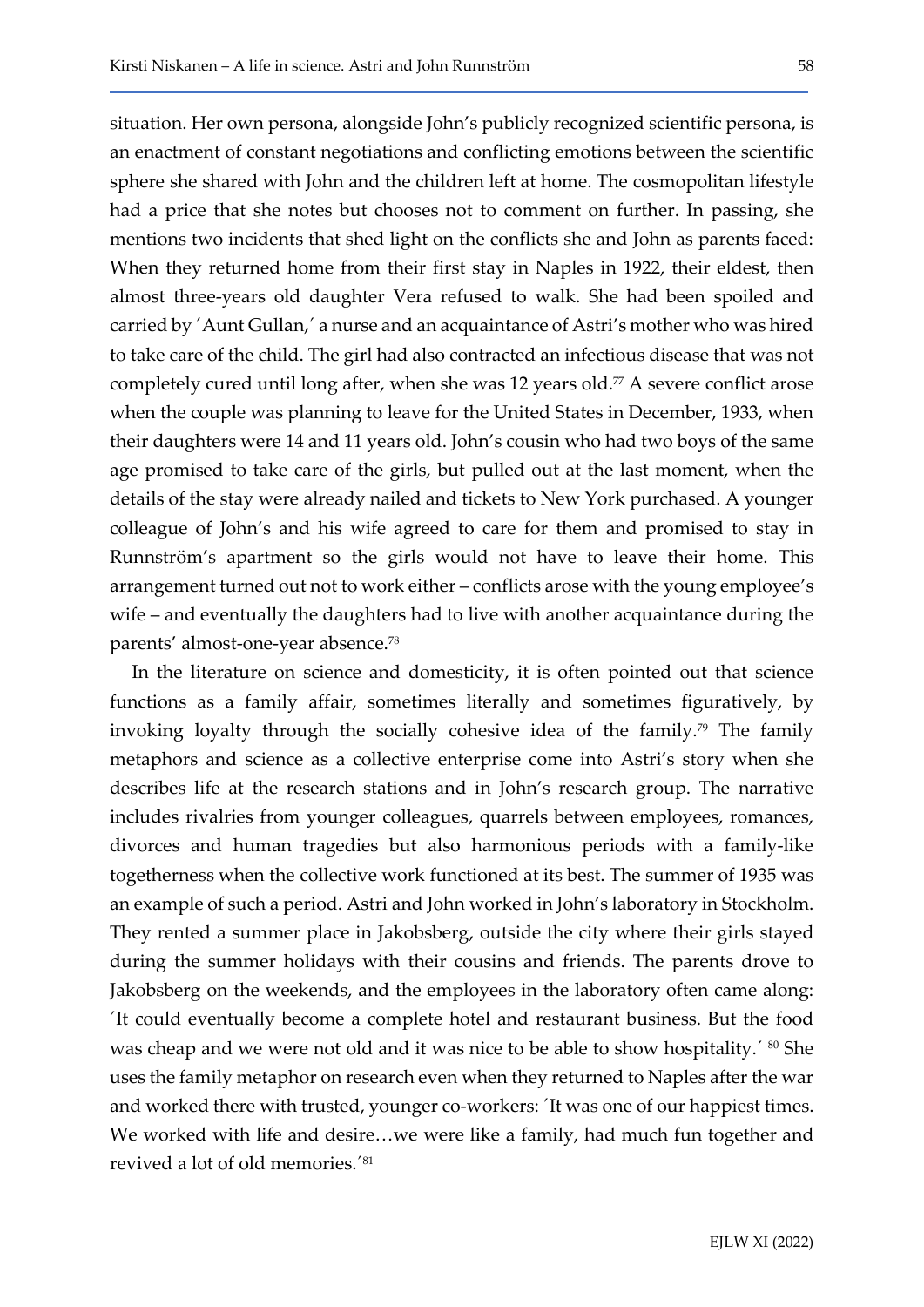situation. Her own persona, alongside John's publicly recognized scientific persona, is an enactment of constant negotiations and conflicting emotions between the scientific sphere she shared with John and the children left at home. The cosmopolitan lifestyle had a price that she notes but chooses not to comment on further. In passing, she mentions two incidents that shed light on the conflicts she and John as parents faced: When they returned home from their first stay in Naples in 1922, their eldest, then almost three-years old daughter Vera refused to walk. She had been spoiled and carried by ´Aunt Gullan,´ a nurse and an acquaintance of Astri's mother who was hired to take care of the child. The girl had also contracted an infectious disease that was not completely cured until long after, when she was 12 years old.[77] A severe conflict arose when the couple was planning to leave for the United States in December, 1933, when their daughters were 14 and 11 years old. John's cousin who had two boys of the same age promised to take care of the girls, but pulled out at the last moment, when the details of the stay were already nailed and tickets to New York purchased. A younger colleague of John's and his wife agreed to care for them and promised to stay in Runnström's apartment so the girls would not have to leave their home. This arrangement turned out not to work either – conflicts arose with the young employee's wife – and eventually the daughters had to live with another acquaintance during the parents' almost-one-year absence.[78]

In the literature on science and domesticity, it is often pointed out that science functions as a family affair, sometimes literally and sometimes figuratively, by invoking loyalty through the socially cohesive idea of the family.[79] The family metaphors and science as a collective enterprise come into Astri's story when she describes life at the research stations and in John's research group. The narrative includes rivalries from younger colleagues, quarrels between employees, romances, divorces and human tragedies but also harmonious periods with a family-like togetherness when the collective work functioned at its best. The summer of 1935 was an example of such a period. Astri and John worked in John's laboratory in Stockholm. They rented a summer place in Jakobsberg, outside the city where their girls stayed during the summer holidays with their cousins and friends. The parents drove to Jakobsberg on the weekends, and the employees in the laboratory often came along: ´It could eventually become a complete hotel and restaurant business. But the food was cheap and we were not old and it was nice to be able to show hospitality.´ [80] She uses the family metaphor on research even when they returned to Naples after the war and worked there with trusted, younger co-workers: ´It was one of our happiest times. We worked with life and desire…we were like a family, had much fun together and revived a lot of old memories.´[81]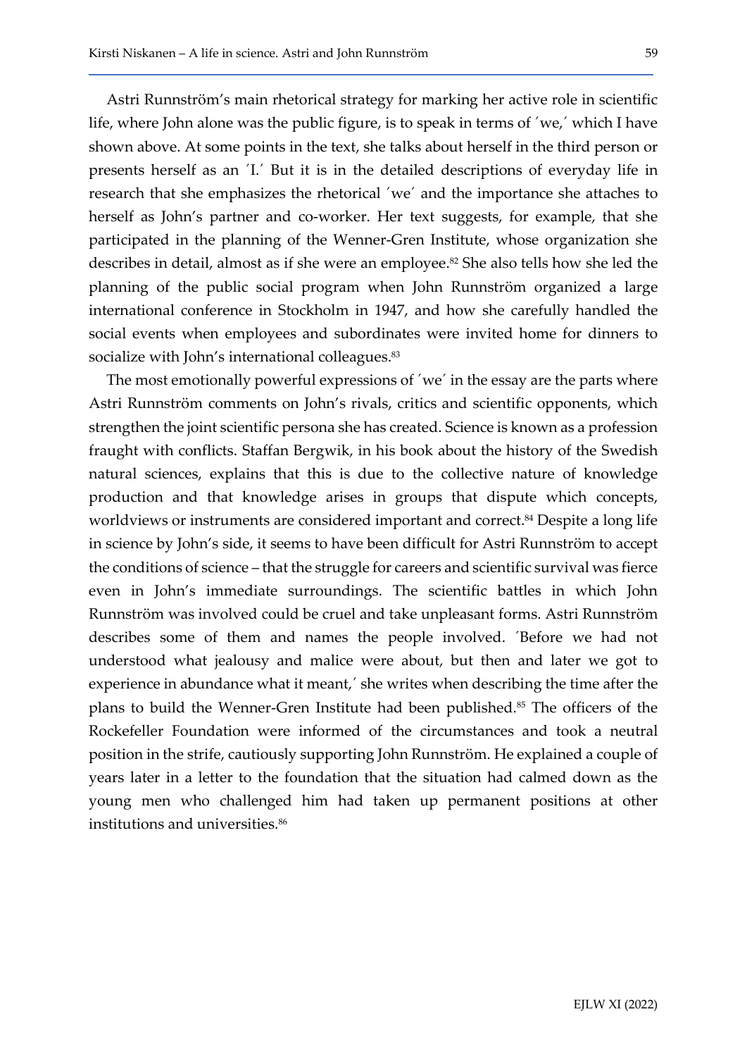Astri Runnström's main rhetorical strategy for marking her active role in scientific life, where John alone was the public figure, is to speak in terms of ´we,´ which I have shown above. At some points in the text, she talks about herself in the third person or presents herself as an ´I.´ But it is in the detailed descriptions of everyday life in research that she emphasizes the rhetorical ´we´ and the importance she attaches to herself as John's partner and co-worker. Her text suggests, for example, that she participated in the planning of the Wenner-Gren Institute, whose organization she describes in detail, almost as if she were an employee.[82] She also tells how she led the planning of the public social program when John Runnström organized a large international conference in Stockholm in 1947, and how she carefully handled the social events when employees and subordinates were invited home for dinners to socialize with John's international colleagues.[83]

The most emotionally powerful expressions of ´we´ in the essay are the parts where Astri Runnström comments on John's rivals, critics and scientific opponents, which strengthen the joint scientific persona she has created. Science is known as a profession fraught with conflicts. Staffan Bergwik, in his book about the history of the Swedish natural sciences, explains that this is due to the collective nature of knowledge production and that knowledge arises in groups that dispute which concepts, worldviews or instruments are considered important and correct.[84] Despite a long life in science by John's side, it seems to have been difficult for Astri Runnström to accept the conditions of science – that the struggle for careers and scientific survival was fierce even in John's immediate surroundings. The scientific battles in which John Runnström was involved could be cruel and take unpleasant forms. Astri Runnström describes some of them and names the people involved. ´Before we had not understood what jealousy and malice were about, but then and later we got to experience in abundance what it meant,´ she writes when describing the time after the plans to build the Wenner-Gren Institute had been published.[85] The officers of the Rockefeller Foundation were informed of the circumstances and took a neutral position in the strife, cautiously supporting John Runnström. He explained a couple of years later in a letter to the foundation that the situation had calmed down as the young men who challenged him had taken up permanent positions at other institutions and universities.[86]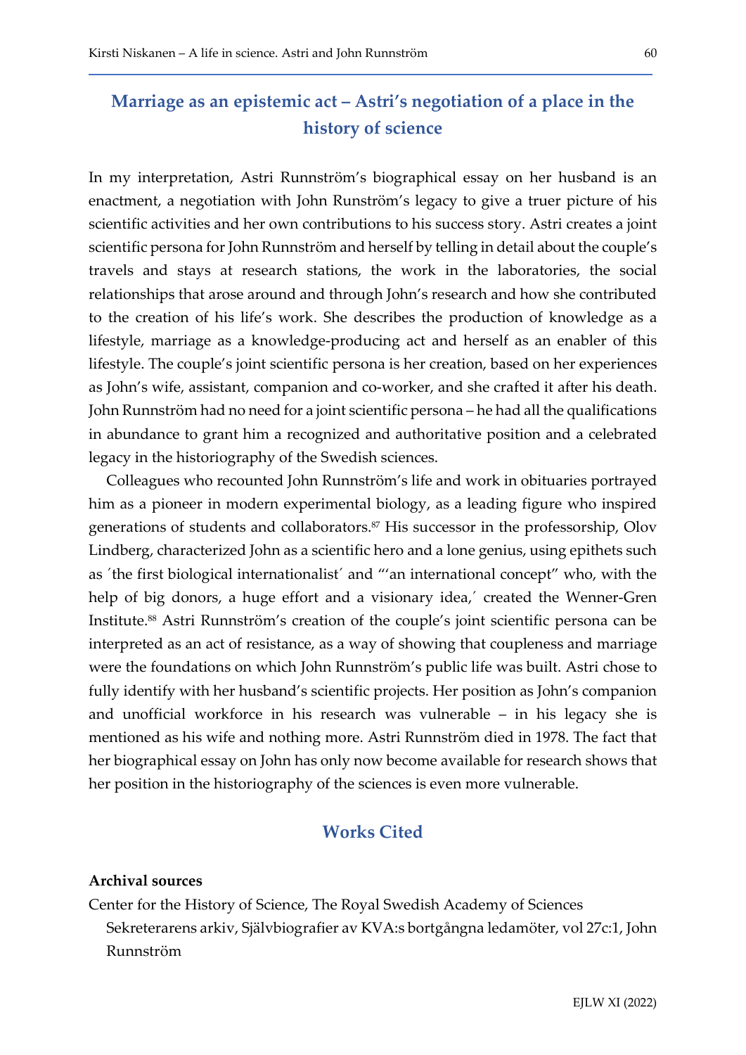## Marriage as an epistemic act – Astri's negotiation of a place in the history of science

In my interpretation, Astri Runnström's biographical essay on her husband is an enactment, a negotiation with John Runström's legacy to give a truer picture of his scientific activities and her own contributions to his success story. Astri creates a joint scientific persona for John Runnström and herself by telling in detail about the couple's travels and stays at research stations, the work in the laboratories, the social relationships that arose around and through John's research and how she contributed to the creation of his life's work. She describes the production of knowledge as a lifestyle, marriage as a knowledge-producing act and herself as an enabler of this lifestyle. The couple's joint scientific persona is her creation, based on her experiences as John's wife, assistant, companion and co-worker, and she crafted it after his death. John Runnström had no need for a joint scientific persona – he had all the qualifications in abundance to grant him a recognized and authoritative position and a celebrated legacy in the historiography of the Swedish sciences.

Colleagues who recounted John Runnström's life and work in obituaries portrayed him as a pioneer in modern experimental biology, as a leading figure who inspired generations of students and collaborators.[87] His successor in the professorship, Olov Lindberg, characterized John as a scientific hero and a lone genius, using epithets such as ´the first biological internationalist´ and "'an international concept" who, with the help of big donors, a huge effort and a visionary idea,´ created the Wenner-Gren Institute.[88] Astri Runnström's creation of the couple's joint scientific persona can be interpreted as an act of resistance, as a way of showing that coupleness and marriage were the foundations on which John Runnström's public life was built. Astri chose to fully identify with her husband's scientific projects. Her position as John's companion and unofficial workforce in his research was vulnerable – in his legacy she is mentioned as his wife and nothing more. Astri Runnström died in 1978. The fact that her biographical essay on John has only now become available for research shows that her position in the historiography of the sciences is even more vulnerable.

## Works Cited

**Archival sources**

Center for the History of Science, The Royal Swedish Academy of Sciences
Sekreterarens arkiv, Självbiografier av KVA:s bortgångna ledamöter, vol 27c:1, John Runnström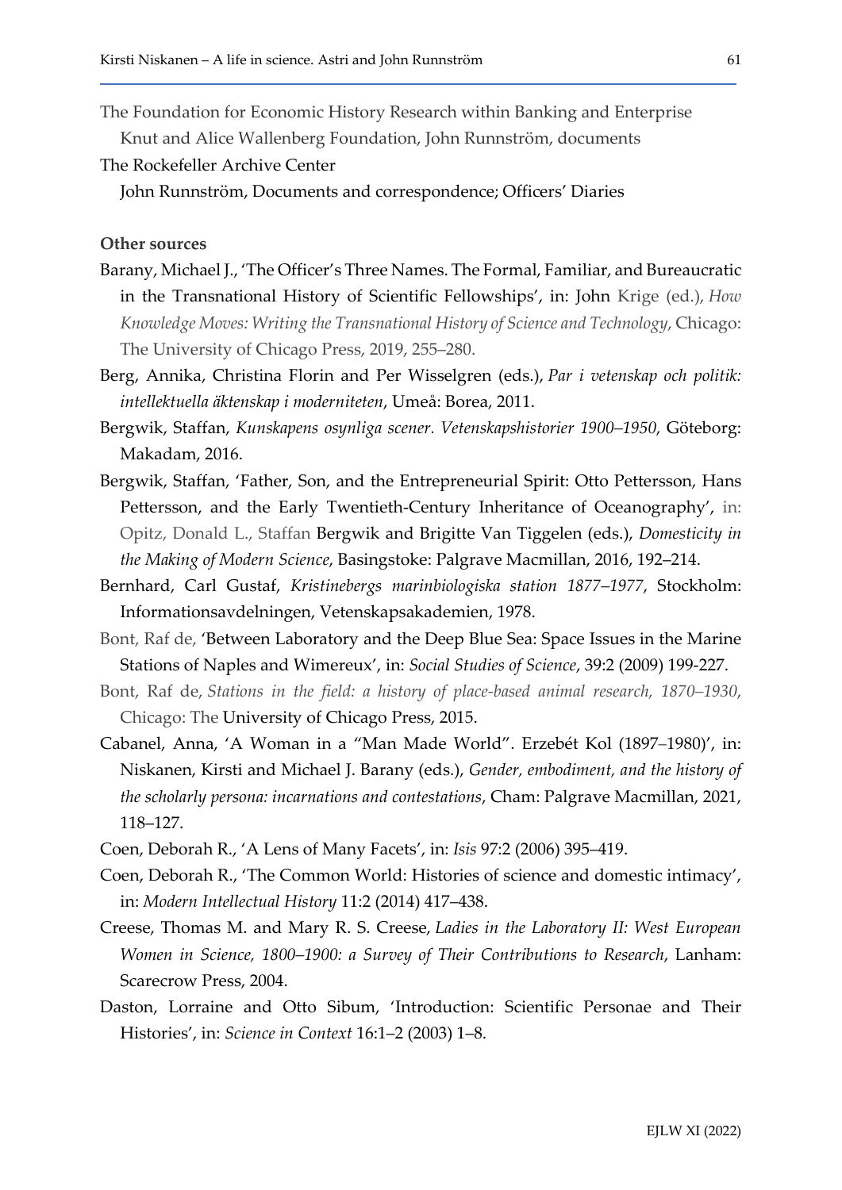The Foundation for Economic History Research within Banking and Enterprise

Knut and Alice Wallenberg Foundation, John Runnström, documents

The Rockefeller Archive Center

John Runnström, Documents and correspondence; Officers' Diaries

**Other sources**

Barany, Michael J., 'The Officer's Three Names. The Formal, Familiar, and Bureaucratic in the Transnational History of Scientific Fellowships', in: John Krige (ed.), *How Knowledge Moves: Writing the Transnational History of Science and Technology*, Chicago: The University of Chicago Press, 2019, 255–280.

Berg, Annika, Christina Florin and Per Wisselgren (eds.), *Par i vetenskap och politik: intellektuella äktenskap i moderniteten*, Umeå: Borea, 2011.

Bergwik, Staffan, *Kunskapens osynliga scener. Vetenskapshistorier 1900–1950*, Göteborg: Makadam, 2016.

Bergwik, Staffan, 'Father, Son, and the Entrepreneurial Spirit: Otto Pettersson, Hans Pettersson, and the Early Twentieth-Century Inheritance of Oceanography', in: Opitz, Donald L., Staffan Bergwik and Brigitte Van Tiggelen (eds.), *Domesticity in the Making of Modern Science*, Basingstoke: Palgrave Macmillan, 2016, 192–214.

Bernhard, Carl Gustaf, *Kristinebergs marinbiologiska station 1877–1977*, Stockholm: Informationsavdelningen, Vetenskapsakademien, 1978.

Bont, Raf de, 'Between Laboratory and the Deep Blue Sea: Space Issues in the Marine Stations of Naples and Wimereux', in: *Social Studies of Science*, 39:2 (2009) 199-227.

Bont, Raf de, *Stations in the field: a history of place-based animal research, 1870–1930*, Chicago: The University of Chicago Press, 2015.

Cabanel, Anna, 'A Woman in a "Man Made World". Erzebét Kol (1897–1980)', in: Niskanen, Kirsti and Michael J. Barany (eds.), *Gender, embodiment, and the history of the scholarly persona: incarnations and contestations*, Cham: Palgrave Macmillan, 2021, 118–127.

Coen, Deborah R., 'A Lens of Many Facets', in: *Isis* 97:2 (2006) 395–419.

Coen, Deborah R., 'The Common World: Histories of science and domestic intimacy', in: *Modern Intellectual History* 11:2 (2014) 417–438.

Creese, Thomas M. and Mary R. S. Creese, *Ladies in the Laboratory II: West European Women in Science, 1800–1900: a Survey of Their Contributions to Research*, Lanham: Scarecrow Press, 2004.

Daston, Lorraine and Otto Sibum, 'Introduction: Scientific Personae and Their Histories', in: *Science in Context* 16:1–2 (2003) 1–8.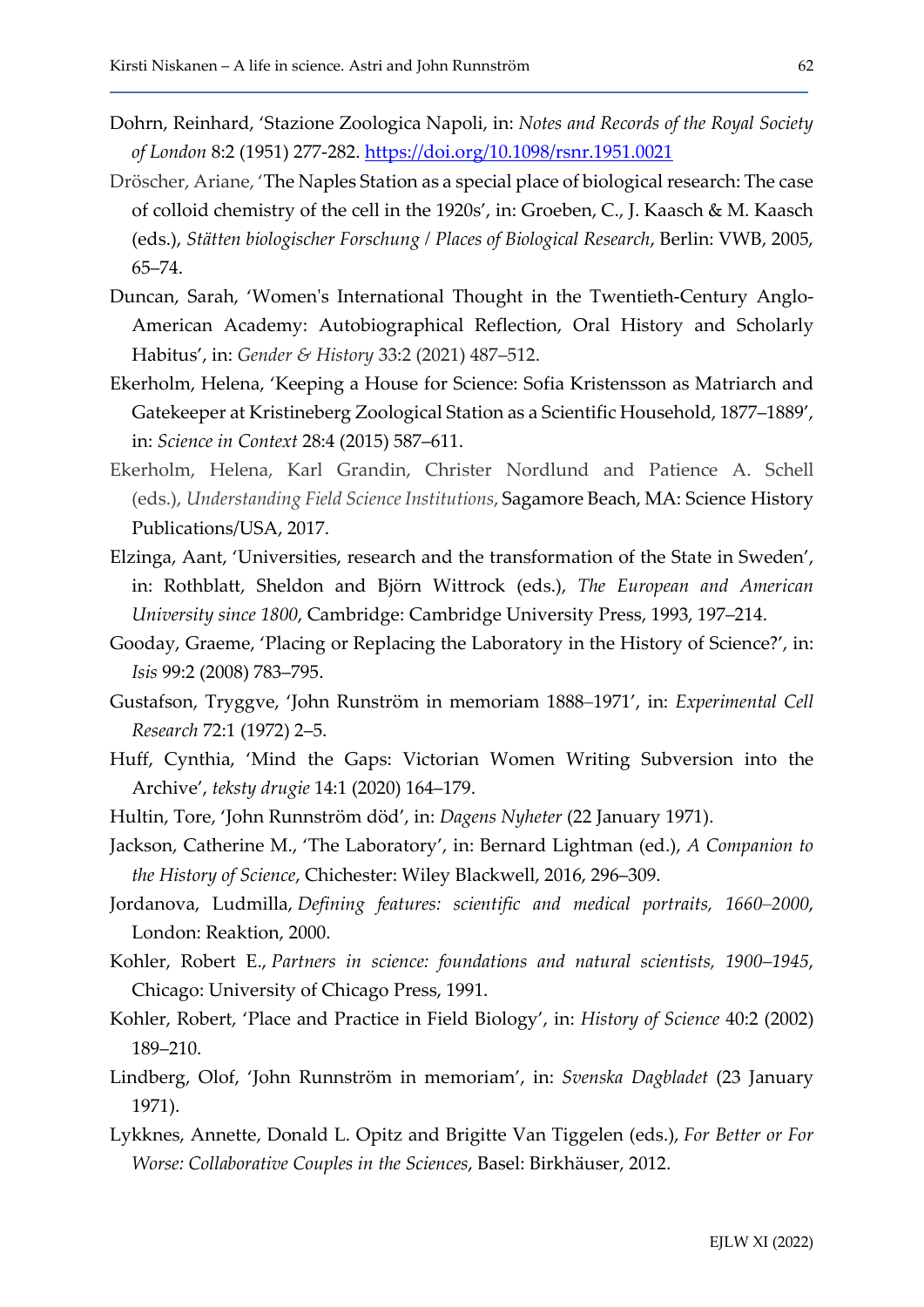Dohrn, Reinhard, 'Stazione Zoologica Napoli, in: *Notes and Records of the Royal Society of London* 8:2 (1951) 277-282. https://doi.org/10.1098/rsnr.1951.0021

Dröscher, Ariane, 'The Naples Station as a special place of biological research: The case of colloid chemistry of the cell in the 1920s', in: Groeben, C., J. Kaasch & M. Kaasch (eds.), *Stätten biologischer Forschung / Places of Biological Research*, Berlin: VWB, 2005, 65–74.

Duncan, Sarah, 'Women's International Thought in the Twentieth-Century Anglo-American Academy: Autobiographical Reflection, Oral History and Scholarly Habitus', in: *Gender & History* 33:2 (2021) 487–512.

Ekerholm, Helena, 'Keeping a House for Science: Sofia Kristensson as Matriarch and Gatekeeper at Kristineberg Zoological Station as a Scientific Household, 1877–1889', in: *Science in Context* 28:4 (2015) 587–611.

Ekerholm, Helena, Karl Grandin, Christer Nordlund and Patience A. Schell (eds.), *Understanding Field Science Institutions*, Sagamore Beach, MA: Science History Publications/USA, 2017.

Elzinga, Aant, 'Universities, research and the transformation of the State in Sweden', in: Rothblatt, Sheldon and Björn Wittrock (eds.), *The European and American University since 1800*, Cambridge: Cambridge University Press, 1993, 197–214.

Gooday, Graeme, 'Placing or Replacing the Laboratory in the History of Science?', in: *Isis* 99:2 (2008) 783–795.

Gustafson, Tryggve, 'John Runström in memoriam 1888–1971', in: *Experimental Cell Research* 72:1 (1972) 2–5.

Huff, Cynthia, 'Mind the Gaps: Victorian Women Writing Subversion into the Archive', *teksty drugie* 14:1 (2020) 164–179.

Hultin, Tore, 'John Runnström död', in: *Dagens Nyheter* (22 January 1971).

Jackson, Catherine M., 'The Laboratory', in: Bernard Lightman (ed.), *A Companion to the History of Science*, Chichester: Wiley Blackwell, 2016, 296–309.

Jordanova, Ludmilla, *Defining features: scientific and medical portraits, 1660–2000*, London: Reaktion, 2000.

Kohler, Robert E., *Partners in science: foundations and natural scientists, 1900–1945*, Chicago: University of Chicago Press, 1991.

Kohler, Robert, 'Place and Practice in Field Biology', in: *History of Science* 40:2 (2002) 189–210.

Lindberg, Olof, 'John Runnström in memoriam', in: *Svenska Dagbladet* (23 January 1971).

Lykknes, Annette, Donald L. Opitz and Brigitte Van Tiggelen (eds.), *For Better or For Worse: Collaborative Couples in the Sciences*, Basel: Birkhäuser, 2012.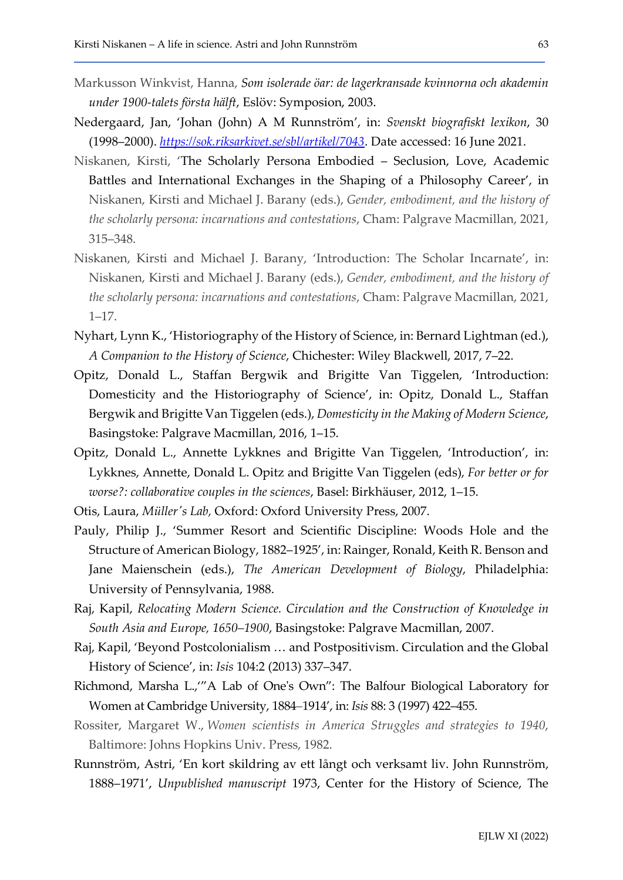Markusson Winkvist, Hanna, *Som isolerade öar: de lagerkransade kvinnorna och akademin under 1900-talets första hälft*, Eslöv: Symposion, 2003.

Nedergaard, Jan, 'Johan (John) A M Runnström', in: *Svenskt biografiskt lexikon*, 30 (1998–2000). *https://sok.riksarkivet.se/sbl/artikel/7043*. Date accessed: 16 June 2021.

Niskanen, Kirsti, 'The Scholarly Persona Embodied – Seclusion, Love, Academic Battles and International Exchanges in the Shaping of a Philosophy Career', in Niskanen, Kirsti and Michael J. Barany (eds.), *Gender, embodiment, and the history of the scholarly persona: incarnations and contestations*, Cham: Palgrave Macmillan, 2021, 315–348.

Niskanen, Kirsti and Michael J. Barany, 'Introduction: The Scholar Incarnate', in: Niskanen, Kirsti and Michael J. Barany (eds.), *Gender, embodiment, and the history of the scholarly persona: incarnations and contestations*, Cham: Palgrave Macmillan, 2021, 1–17.

Nyhart, Lynn K., 'Historiography of the History of Science, in: Bernard Lightman (ed.), *A Companion to the History of Science*, Chichester: Wiley Blackwell, 2017, 7–22.

Opitz, Donald L., Staffan Bergwik and Brigitte Van Tiggelen, 'Introduction: Domesticity and the Historiography of Science', in: Opitz, Donald L., Staffan Bergwik and Brigitte Van Tiggelen (eds.), *Domesticity in the Making of Modern Science*, Basingstoke: Palgrave Macmillan, 2016, 1–15.

Opitz, Donald L., Annette Lykknes and Brigitte Van Tiggelen, 'Introduction', in: Lykknes, Annette, Donald L. Opitz and Brigitte Van Tiggelen (eds), *For better or for worse?: collaborative couples in the sciences*, Basel: Birkhäuser, 2012, 1–15.

Otis, Laura, *Müller's Lab,* Oxford: Oxford University Press, 2007.

Pauly, Philip J., 'Summer Resort and Scientific Discipline: Woods Hole and the Structure of American Biology, 1882–1925', in: Rainger, Ronald, Keith R. Benson and Jane Maienschein (eds.), *The American Development of Biology*, Philadelphia: University of Pennsylvania, 1988.

Raj, Kapil, *Relocating Modern Science. Circulation and the Construction of Knowledge in South Asia and Europe, 1650–1900*, Basingstoke: Palgrave Macmillan, 2007.

Raj, Kapil, 'Beyond Postcolonialism … and Postpositivism. Circulation and the Global History of Science', in: *Isis* 104:2 (2013) 337–347.

Richmond, Marsha L.,'"A Lab of One's Own": The Balfour Biological Laboratory for Women at Cambridge University, 1884–1914', in: *Isis* 88: 3 (1997) 422–455.

Rossiter, Margaret W., *Women scientists in America Struggles and strategies to 1940*, Baltimore: Johns Hopkins Univ. Press, 1982.

Runnström, Astri, 'En kort skildring av ett långt och verksamt liv. John Runnström, 1888–1971', *Unpublished manuscript* 1973, Center for the History of Science, The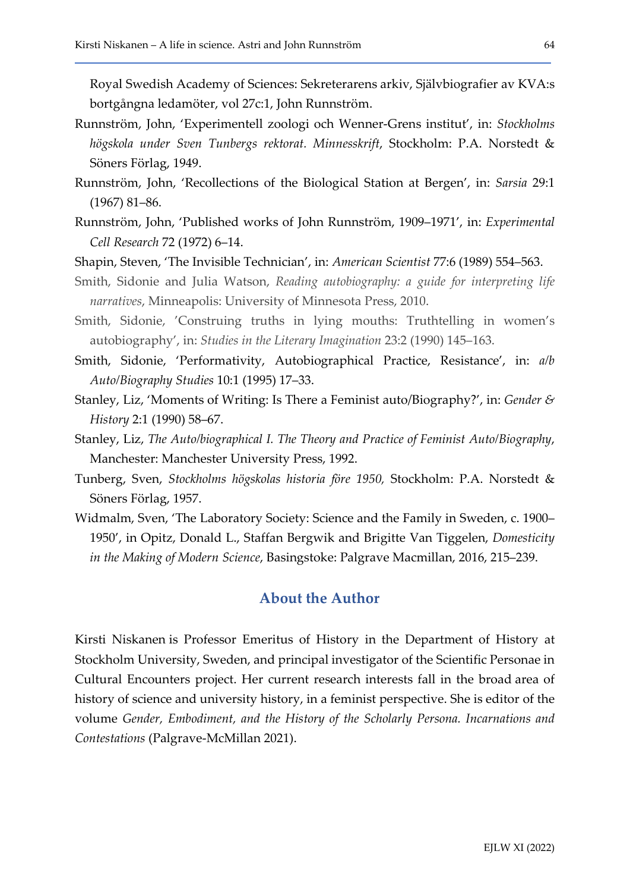Royal Swedish Academy of Sciences: Sekreterarens arkiv, Självbiografier av KVA:s bortgångna ledamöter, vol 27c:1, John Runnström.

Runnström, John, 'Experimentell zoologi och Wenner-Grens institut', in: *Stockholms högskola under Sven Tunbergs rektorat. Minnesskrift*, Stockholm: P.A. Norstedt & Söners Förlag, 1949.

Runnström, John, 'Recollections of the Biological Station at Bergen', in: *Sarsia* 29:1 (1967) 81–86.

Runnström, John, 'Published works of John Runnström, 1909–1971', in: *Experimental Cell Research* 72 (1972) 6–14.

Shapin, Steven, 'The Invisible Technician', in: *American Scientist* 77:6 (1989) 554–563.

Smith, Sidonie and Julia Watson, *Reading autobiography: a guide for interpreting life narratives*, Minneapolis: University of Minnesota Press, 2010.

Smith, Sidonie, 'Construing truths in lying mouths: Truthtelling in women's autobiography', in: *Studies in the Literary Imagination* 23:2 (1990) 145–163.

Smith, Sidonie, 'Performativity, Autobiographical Practice, Resistance', in: *a/b Auto/Biography Studies* 10:1 (1995) 17–33.

Stanley, Liz, 'Moments of Writing: Is There a Feminist auto/Biography?', in: *Gender & History* 2:1 (1990) 58–67.

Stanley, Liz, *The Auto/biographical I. The Theory and Practice of Feminist Auto/Biography*, Manchester: Manchester University Press, 1992.

Tunberg, Sven, *Stockholms högskolas historia före 1950,* Stockholm: P.A. Norstedt & Söners Förlag, 1957.

Widmalm, Sven, 'The Laboratory Society: Science and the Family in Sweden, c. 1900–1950', in Opitz, Donald L., Staffan Bergwik and Brigitte Van Tiggelen, *Domesticity in the Making of Modern Science*, Basingstoke: Palgrave Macmillan, 2016, 215–239.

## About the Author

Kirsti Niskanen is Professor Emeritus of History in the Department of History at Stockholm University, Sweden, and principal investigator of the Scientific Personae in Cultural Encounters project. Her current research interests fall in the broad area of history of science and university history, in a feminist perspective. She is editor of the volume *Gender, Embodiment, and the History of the Scholarly Persona. Incarnations and Contestations* (Palgrave-McMillan 2021).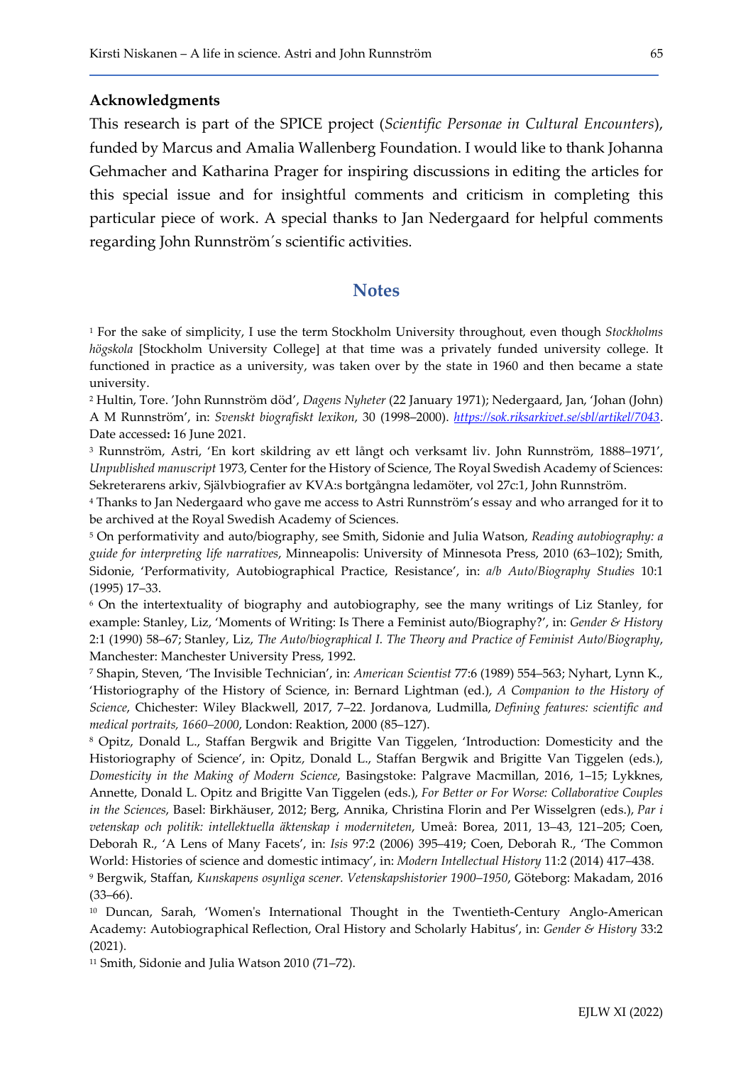**Acknowledgments**

This research is part of the SPICE project (*Scientific Personae in Cultural Encounters*), funded by Marcus and Amalia Wallenberg Foundation. I would like to thank Johanna Gehmacher and Katharina Prager for inspiring discussions in editing the articles for this special issue and for insightful comments and criticism in completing this particular piece of work. A special thanks to Jan Nedergaard for helpful comments regarding John Runnström´s scientific activities.

## Notes

[1] For the sake of simplicity, I use the term Stockholm University throughout, even though *Stockholms högskola* [Stockholm University College] at that time was a privately funded university college. It functioned in practice as a university, was taken over by the state in 1960 and then became a state university.

[2] Hultin, Tore. 'John Runnström död', *Dagens Nyheter* (22 January 1971); Nedergaard, Jan, 'Johan (John) A M Runnström', in: *Svenskt biografiskt lexikon*, 30 (1998–2000). *https://sok.riksarkivet.se/sbl/artikel/7043*. Date accessed**:** 16 June 2021.

[3] Runnström, Astri, 'En kort skildring av ett långt och verksamt liv. John Runnström, 1888–1971', *Unpublished manuscript* 1973, Center for the History of Science, The Royal Swedish Academy of Sciences: Sekreterarens arkiv, Självbiografier av KVA:s bortgångna ledamöter, vol 27c:1, John Runnström.

[4] Thanks to Jan Nedergaard who gave me access to Astri Runnström's essay and who arranged for it to be archived at the Royal Swedish Academy of Sciences.

[5] On performativity and auto/biography, see Smith, Sidonie and Julia Watson, *Reading autobiography: a guide for interpreting life narratives*, Minneapolis: University of Minnesota Press, 2010 (63–102); Smith, Sidonie, 'Performativity, Autobiographical Practice, Resistance', in: *a/b Auto/Biography Studies* 10:1 (1995) 17–33.

[6] On the intertextuality of biography and autobiography, see the many writings of Liz Stanley, for example: Stanley, Liz, 'Moments of Writing: Is There a Feminist auto/Biography?', in: *Gender & History* 2:1 (1990) 58–67; Stanley, Liz, *The Auto/biographical I. The Theory and Practice of Feminist Auto/Biography*, Manchester: Manchester University Press, 1992.

[7] Shapin, Steven, 'The Invisible Technician', in: *American Scientist* 77:6 (1989) 554–563; Nyhart, Lynn K., 'Historiography of the History of Science, in: Bernard Lightman (ed.), *A Companion to the History of Science*, Chichester: Wiley Blackwell, 2017, 7–22. Jordanova, Ludmilla, *Defining features: scientific and medical portraits, 1660–2000*, London: Reaktion, 2000 (85–127).

[8] Opitz, Donald L., Staffan Bergwik and Brigitte Van Tiggelen, 'Introduction: Domesticity and the Historiography of Science', in: Opitz, Donald L., Staffan Bergwik and Brigitte Van Tiggelen (eds.), *Domesticity in the Making of Modern Science*, Basingstoke: Palgrave Macmillan, 2016, 1–15; Lykknes, Annette, Donald L. Opitz and Brigitte Van Tiggelen (eds.), *For Better or For Worse: Collaborative Couples in the Sciences*, Basel: Birkhäuser, 2012; Berg, Annika, Christina Florin and Per Wisselgren (eds.), *Par i vetenskap och politik: intellektuella äktenskap i moderniteten*, Umeå: Borea, 2011, 13–43, 121–205; Coen, Deborah R., 'A Lens of Many Facets', in: *Isis* 97:2 (2006) 395–419; Coen, Deborah R., 'The Common World: Histories of science and domestic intimacy', in: *Modern Intellectual History* 11:2 (2014) 417–438.

[9] Bergwik, Staffan, *Kunskapens osynliga scener. Vetenskapshistorier 1900–1950*, Göteborg: Makadam, 2016 (33–66).

[10] Duncan, Sarah, 'Women's International Thought in the Twentieth-Century Anglo-American Academy: Autobiographical Reflection, Oral History and Scholarly Habitus', in: *Gender & History* 33:2 (2021).

[11] Smith, Sidonie and Julia Watson 2010 (71–72).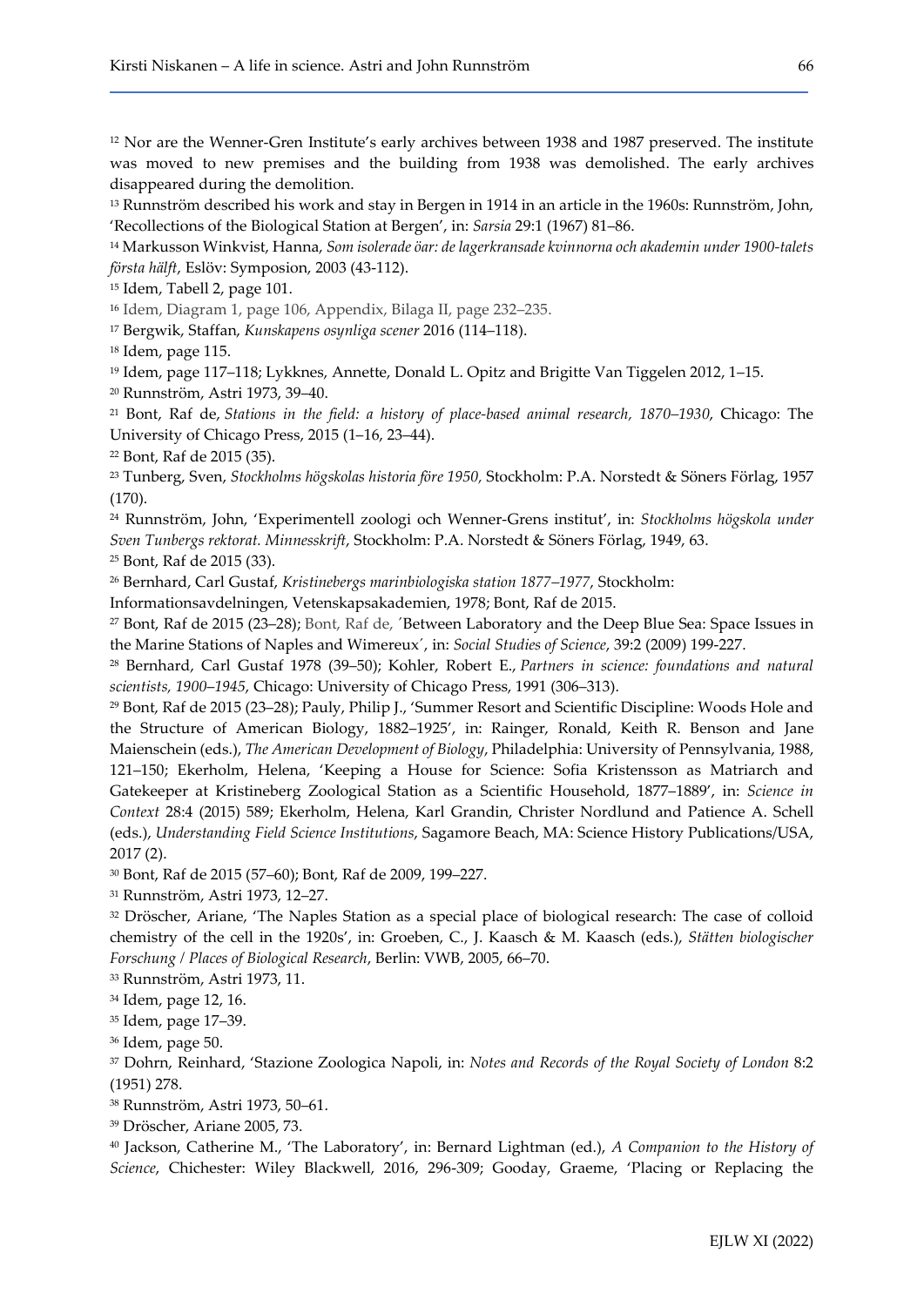[12] Nor are the Wenner-Gren Institute's early archives between 1938 and 1987 preserved. The institute was moved to new premises and the building from 1938 was demolished. The early archives disappeared during the demolition.

[13] Runnström described his work and stay in Bergen in 1914 in an article in the 1960s: Runnström, John, 'Recollections of the Biological Station at Bergen', in: *Sarsia* 29:1 (1967) 81–86.

[14] Markusson Winkvist, Hanna, *Som isolerade öar: de lagerkransade kvinnorna och akademin under 1900-talets första hälft*, Eslöv: Symposion, 2003 (43-112).

[15] Idem, Tabell 2, page 101.

[16] Idem, Diagram 1, page 106, Appendix, Bilaga II, page 232–235.

[17] Bergwik, Staffan, *Kunskapens osynliga scener* 2016 (114–118).

[18] Idem, page 115.

[19] Idem, page 117–118; Lykknes, Annette, Donald L. Opitz and Brigitte Van Tiggelen 2012, 1–15.

[20] Runnström, Astri 1973, 39–40.

[21] Bont, Raf de, *Stations in the field: a history of place-based animal research, 1870–1930*, Chicago: The University of Chicago Press, 2015 (1–16, 23–44).

[22] Bont, Raf de 2015 (35).

[23] Tunberg, Sven, *Stockholms högskolas historia före 1950*, Stockholm: P.A. Norstedt & Söners Förlag, 1957 (170).

[24] Runnström, John, 'Experimentell zoologi och Wenner-Grens institut', in: *Stockholms högskola under Sven Tunbergs rektorat. Minnesskrift*, Stockholm: P.A. Norstedt & Söners Förlag, 1949, 63.

[25] Bont, Raf de 2015 (33).

[26] Bernhard, Carl Gustaf, *Kristinebergs marinbiologiska station 1877–1977*, Stockholm: Informationsavdelningen, Vetenskapsakademien, 1978; Bont, Raf de 2015.

[27] Bont, Raf de 2015 (23–28); Bont, Raf de, ´Between Laboratory and the Deep Blue Sea: Space Issues in the Marine Stations of Naples and Wimereux´, in: *Social Studies of Science*, 39:2 (2009) 199-227.

[28] Bernhard, Carl Gustaf 1978 (39–50); Kohler, Robert E., *Partners in science: foundations and natural scientists, 1900–1945*, Chicago: University of Chicago Press, 1991 (306–313).

[29] Bont, Raf de 2015 (23–28); Pauly, Philip J., 'Summer Resort and Scientific Discipline: Woods Hole and the Structure of American Biology, 1882–1925', in: Rainger, Ronald, Keith R. Benson and Jane Maienschein (eds.), *The American Development of Biology*, Philadelphia: University of Pennsylvania, 1988, 121–150; Ekerholm, Helena, 'Keeping a House for Science: Sofia Kristensson as Matriarch and Gatekeeper at Kristineberg Zoological Station as a Scientific Household, 1877–1889', in: *Science in Context* 28:4 (2015) 589; Ekerholm, Helena, Karl Grandin, Christer Nordlund and Patience A. Schell (eds.), *Understanding Field Science Institutions*, Sagamore Beach, MA: Science History Publications/USA, 2017 (2).

[30] Bont, Raf de 2015 (57–60); Bont, Raf de 2009, 199–227.

[31] Runnström, Astri 1973, 12–27.

[32] Dröscher, Ariane, 'The Naples Station as a special place of biological research: The case of colloid chemistry of the cell in the 1920s', in: Groeben, C., J. Kaasch & M. Kaasch (eds.), *Stätten biologischer Forschung / Places of Biological Research*, Berlin: VWB, 2005, 66–70.

[33] Runnström, Astri 1973, 11.

[34] Idem, page 12, 16.

[35] Idem, page 17–39.

[36] Idem, page 50.

[37] Dohrn, Reinhard, 'Stazione Zoologica Napoli, in: *Notes and Records of the Royal Society of London* 8:2 (1951) 278.

[38] Runnström, Astri 1973, 50–61.

[39] Dröscher, Ariane 2005, 73.

[40] Jackson, Catherine M., 'The Laboratory', in: Bernard Lightman (ed.), *A Companion to the History of Science*, Chichester: Wiley Blackwell, 2016, 296-309; Gooday, Graeme, 'Placing or Replacing the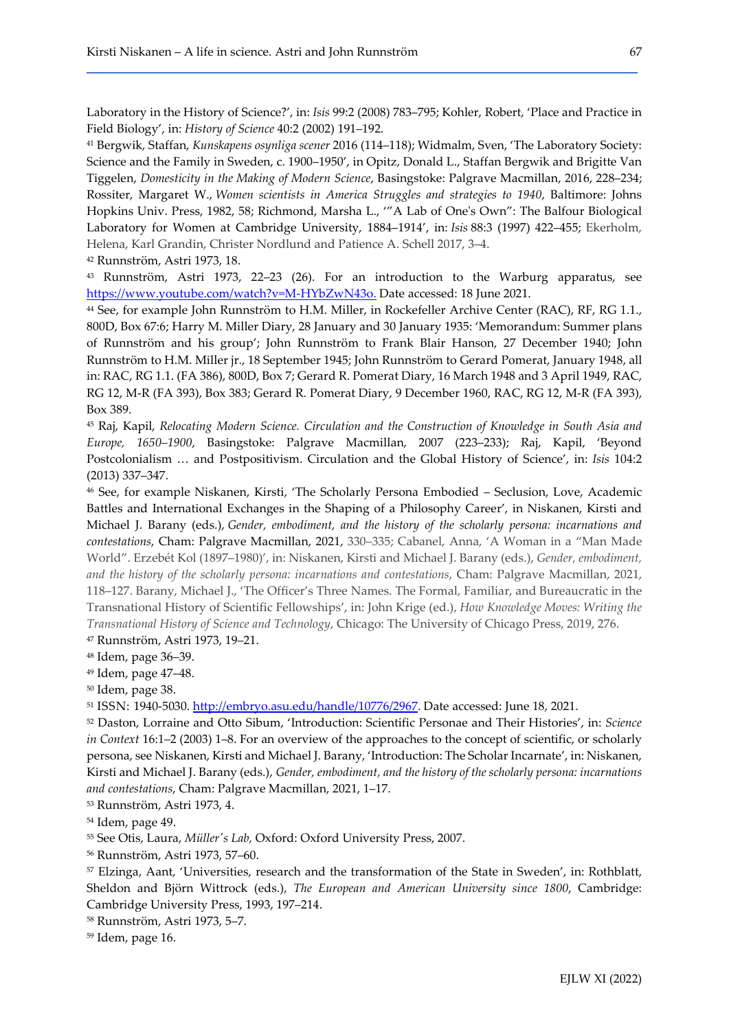Laboratory in the History of Science?', in: *Isis* 99:2 (2008) 783–795; Kohler, Robert, 'Place and Practice in Field Biology', in: *History of Science* 40:2 (2002) 191–192.

[41] Bergwik, Staffan, *Kunskapens osynliga scener* 2016 (114–118); Widmalm, Sven, 'The Laboratory Society: Science and the Family in Sweden, c. 1900–1950', in Opitz, Donald L., Staffan Bergwik and Brigitte Van Tiggelen, *Domesticity in the Making of Modern Science*, Basingstoke: Palgrave Macmillan, 2016, 228–234; Rossiter, Margaret W., *Women scientists in America Struggles and strategies to 1940*, Baltimore: Johns Hopkins Univ. Press, 1982, 58; Richmond, Marsha L., '"A Lab of One's Own": The Balfour Biological Laboratory for Women at Cambridge University, 1884–1914', in: *Isis* 88:3 (1997) 422–455; Ekerholm, Helena, Karl Grandin, Christer Nordlund and Patience A. Schell 2017, 3–4.

[42] Runnström, Astri 1973, 18.

[43] Runnström, Astri 1973, 22–23 (26). For an introduction to the Warburg apparatus, see https://www.youtube.com/watch?v=M-HYbZwN43o. Date accessed: 18 June 2021.

[44] See, for example John Runnström to H.M. Miller, in Rockefeller Archive Center (RAC), RF, RG 1.1., 800D, Box 67:6; Harry M. Miller Diary, 28 January and 30 January 1935: 'Memorandum: Summer plans of Runnström and his group'; John Runnström to Frank Blair Hanson, 27 December 1940; John Runnström to H.M. Miller jr., 18 September 1945; John Runnström to Gerard Pomerat, January 1948, all in: RAC, RG 1.1. (FA 386), 800D, Box 7; Gerard R. Pomerat Diary, 16 March 1948 and 3 April 1949, RAC, RG 12, M-R (FA 393), Box 383; Gerard R. Pomerat Diary, 9 December 1960, RAC, RG 12, M-R (FA 393), Box 389.

[45] Raj, Kapil, *Relocating Modern Science. Circulation and the Construction of Knowledge in South Asia and Europe, 1650–1900*, Basingstoke: Palgrave Macmillan, 2007 (223–233); Raj, Kapil, 'Beyond Postcolonialism … and Postpositivism. Circulation and the Global History of Science', in: *Isis* 104:2 (2013) 337–347.

[46] See, for example Niskanen, Kirsti, 'The Scholarly Persona Embodied – Seclusion, Love, Academic Battles and International Exchanges in the Shaping of a Philosophy Career', in Niskanen, Kirsti and Michael J. Barany (eds.), *Gender, embodiment, and the history of the scholarly persona: incarnations and contestations*, Cham: Palgrave Macmillan, 2021, 330–335; Cabanel, Anna, 'A Woman in a "Man Made World". Erzebét Kol (1897–1980)', in: Niskanen, Kirsti and Michael J. Barany (eds.), *Gender, embodiment, and the history of the scholarly persona: incarnations and contestations*, Cham: Palgrave Macmillan, 2021, 118–127. Barany, Michael J., 'The Officer's Three Names. The Formal, Familiar, and Bureaucratic in the Transnational History of Scientific Fellowships', in: John Krige (ed.), *How Knowledge Moves: Writing the Transnational History of Science and Technology*, Chicago: The University of Chicago Press, 2019, 276.

[47] Runnström, Astri 1973, 19–21.

[48] Idem, page 36–39.

[49] Idem, page 47–48.

[50] Idem, page 38.

[51] ISSN: 1940-5030. http://embryo.asu.edu/handle/10776/2967. Date accessed: June 18, 2021.

[52] Daston, Lorraine and Otto Sibum, 'Introduction: Scientific Personae and Their Histories', in: *Science in Context* 16:1–2 (2003) 1–8. For an overview of the approaches to the concept of scientific, or scholarly persona, see Niskanen, Kirsti and Michael J. Barany, 'Introduction: The Scholar Incarnate', in: Niskanen, Kirsti and Michael J. Barany (eds.), *Gender, embodiment, and the history of the scholarly persona: incarnations and contestations*, Cham: Palgrave Macmillan, 2021, 1–17.

[53] Runnström, Astri 1973, 4.

[54] Idem, page 49.

[55] See Otis, Laura, *Müller's Lab*, Oxford: Oxford University Press, 2007.

[56] Runnström, Astri 1973, 57–60.

[57] Elzinga, Aant, 'Universities, research and the transformation of the State in Sweden', in: Rothblatt, Sheldon and Björn Wittrock (eds.), *The European and American University since 1800*, Cambridge: Cambridge University Press, 1993, 197–214.

[58] Runnström, Astri 1973, 5–7.

[59] Idem, page 16.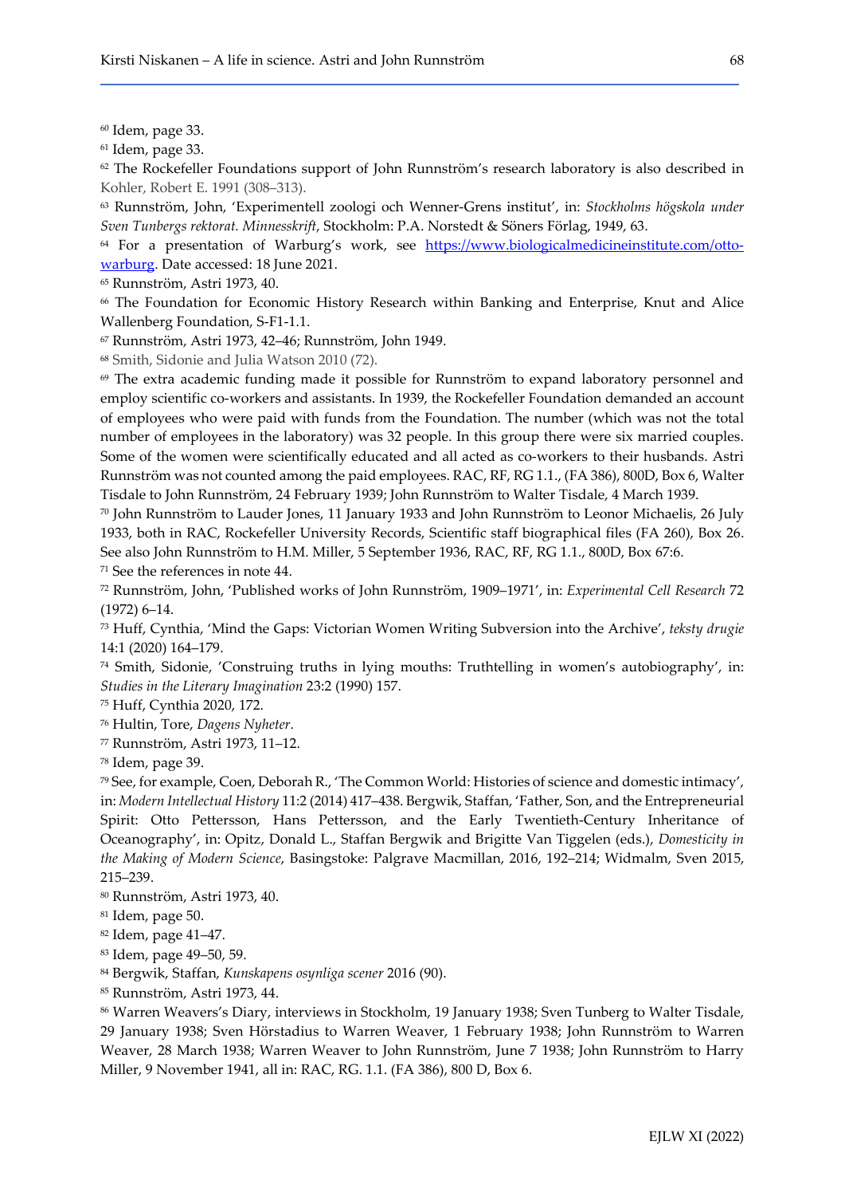[60] Idem, page 33.

[61] Idem, page 33.

[62] The Rockefeller Foundations support of John Runnström's research laboratory is also described in Kohler, Robert E. 1991 (308–313).

[63] Runnström, John, 'Experimentell zoologi och Wenner-Grens institut', in: *Stockholms högskola under Sven Tunbergs rektorat. Minnesskrift*, Stockholm: P.A. Norstedt & Söners Förlag, 1949, 63.

[64] For a presentation of Warburg's work, see [https://www.biologicalmedicineinstitute.com/otto-warburg](https://www.biologicalmedicineinstitute.com/otto-warburg). Date accessed: 18 June 2021.

[65] Runnström, Astri 1973, 40.

[66] The Foundation for Economic History Research within Banking and Enterprise, Knut and Alice Wallenberg Foundation, S-F1-1.1.

[67] Runnström, Astri 1973, 42–46; Runnström, John 1949.

[68] Smith, Sidonie and Julia Watson 2010 (72).

[69] The extra academic funding made it possible for Runnström to expand laboratory personnel and employ scientific co-workers and assistants. In 1939, the Rockefeller Foundation demanded an account of employees who were paid with funds from the Foundation. The number (which was not the total number of employees in the laboratory) was 32 people. In this group there were six married couples. Some of the women were scientifically educated and all acted as co-workers to their husbands. Astri Runnström was not counted among the paid employees. RAC, RF, RG 1.1., (FA 386), 800D, Box 6, Walter Tisdale to John Runnström, 24 February 1939; John Runnström to Walter Tisdale, 4 March 1939.

[70] John Runnström to Lauder Jones, 11 January 1933 and John Runnström to Leonor Michaelis, 26 July 1933, both in RAC, Rockefeller University Records, Scientific staff biographical files (FA 260), Box 26. See also John Runnström to H.M. Miller, 5 September 1936, RAC, RF, RG 1.1., 800D, Box 67:6.

[71] See the references in note 44.

[72] Runnström, John, 'Published works of John Runnström, 1909–1971', in: *Experimental Cell Research* 72 (1972) 6–14.

[73] Huff, Cynthia, 'Mind the Gaps: Victorian Women Writing Subversion into the Archive', *teksty drugie* 14:1 (2020) 164–179.

[74] Smith, Sidonie, 'Construing truths in lying mouths: Truthtelling in women's autobiography', in: *Studies in the Literary Imagination* 23:2 (1990) 157.

[75] Huff, Cynthia 2020, 172.

[76] Hultin, Tore, *Dagens Nyheter*.

[77] Runnström, Astri 1973, 11–12.

[78] Idem, page 39.

[79] See, for example, Coen, Deborah R., 'The Common World: Histories of science and domestic intimacy', in: *Modern Intellectual History* 11:2 (2014) 417–438. Bergwik, Staffan, 'Father, Son, and the Entrepreneurial Spirit: Otto Pettersson, Hans Pettersson, and the Early Twentieth-Century Inheritance of Oceanography', in: Opitz, Donald L., Staffan Bergwik and Brigitte Van Tiggelen (eds.), *Domesticity in the Making of Modern Science*, Basingstoke: Palgrave Macmillan, 2016, 192–214; Widmalm, Sven 2015, 215–239.

[80] Runnström, Astri 1973, 40.

[81] Idem, page 50.

[82] Idem, page 41–47.

[83] Idem, page 49–50, 59.

[84] Bergwik, Staffan, *Kunskapens osynliga scener* 2016 (90).

[85] Runnström, Astri 1973, 44.

[86] Warren Weavers's Diary, interviews in Stockholm, 19 January 1938; Sven Tunberg to Walter Tisdale, 29 January 1938; Sven Hörstadius to Warren Weaver, 1 February 1938; John Runnström to Warren Weaver, 28 March 1938; Warren Weaver to John Runnström, June 7 1938; John Runnström to Harry Miller, 9 November 1941, all in: RAC, RG. 1.1. (FA 386), 800 D, Box 6.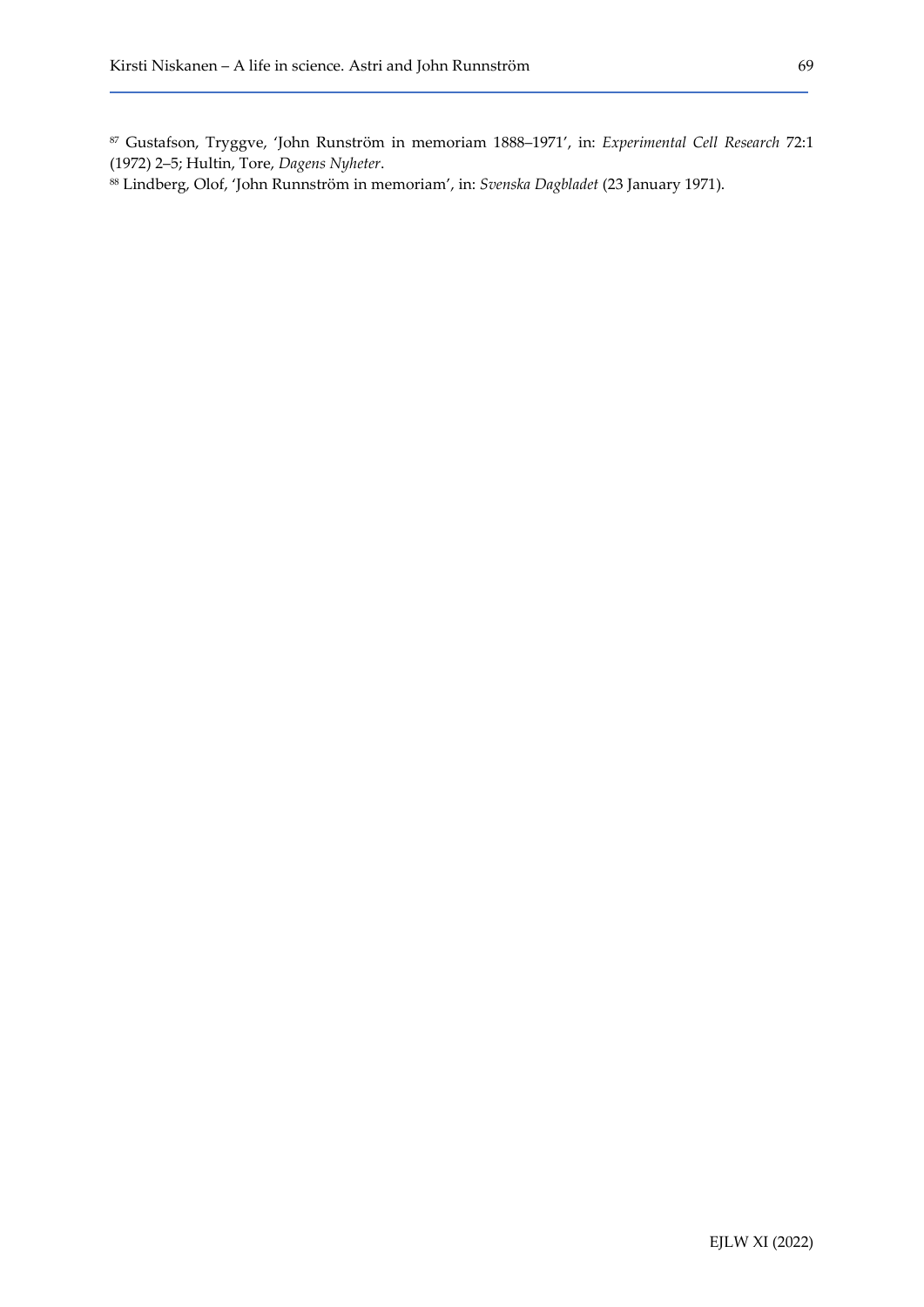[87] Gustafson, Tryggve, 'John Runström in memoriam 1888–1971', in: *Experimental Cell Research* 72:1 (1972) 2–5; Hultin, Tore, *Dagens Nyheter*.

[88] Lindberg, Olof, 'John Runnström in memoriam', in: *Svenska Dagbladet* (23 January 1971).